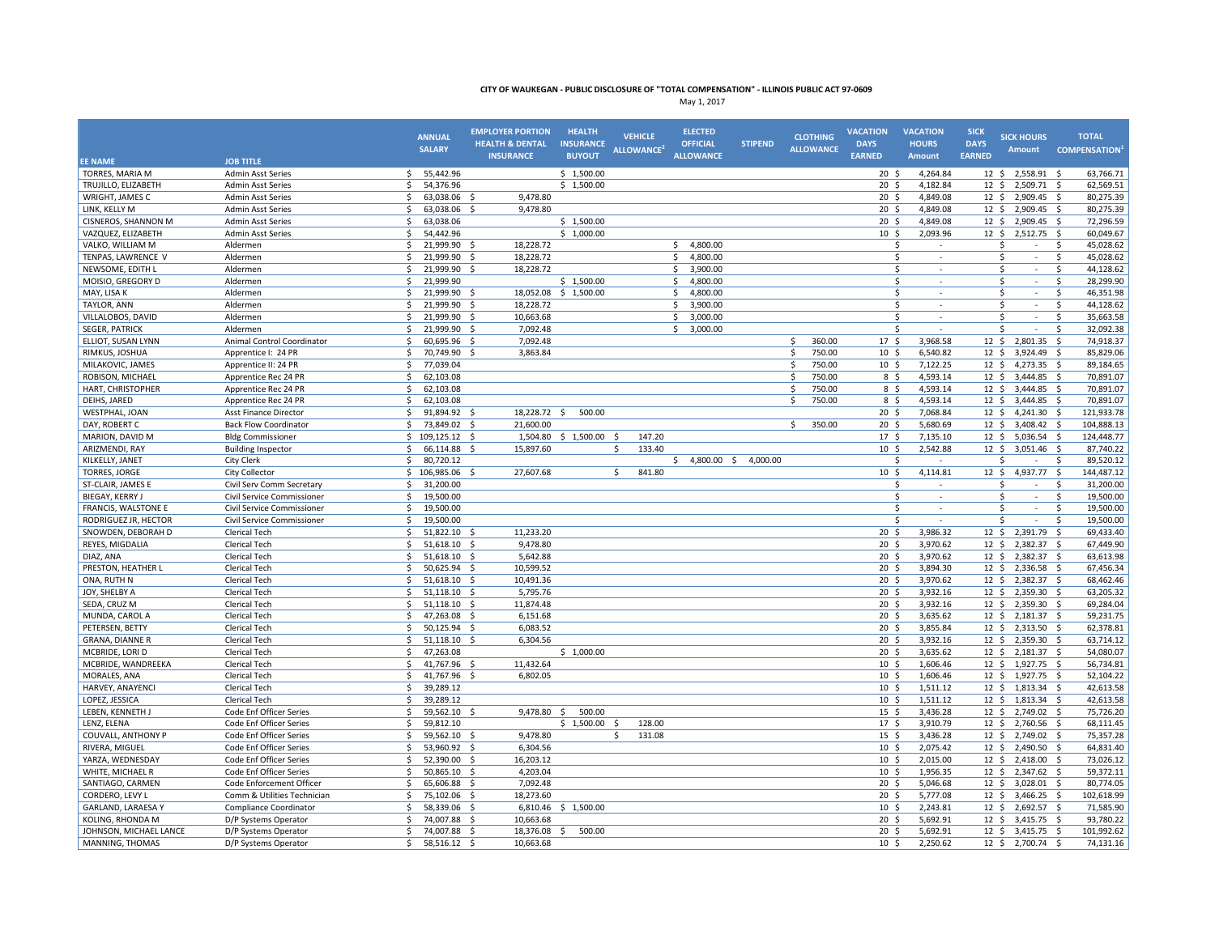**CITY OF WAUKEGAN - PUBLIC DISCLOSURE OF "TOTAL COMPENSATION" - ILLINOIS PUBLIC ACT 97-0609**

May 1, 2017

| EE NAME | JOB TITLE | ANNUAL SALARY | EMPLOYER PORTION HEALTH & DENTAL INSURANCE | HEALTH INSURANCE BUYOUT | VEHICLE ALLOWANCE[2] | ELECTED OFFICIAL ALLOWANCE | STIPEND | CLOTHING ALLOWANCE | VACATION DAYS EARNED | VACATION HOURS Amount | SICK DAYS EARNED | SICK HOURS Amount | TOTAL COMPENSATION[1] |
|---|---|---|---|---|---|---|---|---|---|---|---|---|---|
| TORRES, MARIA M | Admin Asst Series | $ 55,442.96 | | $ 1,500.00 | | | | | 20 | $ 4,264.84 | 12 | $ 2,558.91 | $ 63,766.71 |
| TRUJILLO, ELIZABETH | Admin Asst Series | $ 54,376.96 | | $ 1,500.00 | | | | | 20 | $ 4,182.84 | 12 | $ 2,509.71 | $ 62,569.51 |
| WRIGHT, JAMES C | Admin Asst Series | $ 63,038.06 | $ 9,478.80 | | | | | | 20 | $ 4,849.08 | 12 | $ 2,909.45 | $ 80,275.39 |
| LINK, KELLY M | Admin Asst Series | $ 63,038.06 | $ 9,478.80 | | | | | | 20 | $ 4,849.08 | 12 | $ 2,909.45 | $ 80,275.39 |
| CISNEROS, SHANNON M | Admin Asst Series | $ 63,038.06 | | $ 1,500.00 | | | | | 20 | $ 4,849.08 | 12 | $ 2,909.45 | $ 72,296.59 |
| VAZQUEZ, ELIZABETH | Admin Asst Series | $ 54,442.96 | | $ 1,000.00 | | | | | 10 | $ 2,093.96 | 12 | $ 2,512.75 | $ 60,049.67 |
| VALKO, WILLIAM M | Aldermen | $ 21,999.90 | $ 18,228.72 | | | $ 4,800.00 | | | | $ - | | $ - | $ 45,028.62 |
| TENPAS, LAWRENCE V | Aldermen | $ 21,999.90 | $ 18,228.72 | | | $ 4,800.00 | | | | $ - | | $ - | $ 45,028.62 |
| NEWSOME, EDITH L | Aldermen | $ 21,999.90 | $ 18,228.72 | | | $ 3,900.00 | | | | $ - | | $ - | $ 44,128.62 |
| MOISIO, GREGORY D | Aldermen | $ 21,999.90 | | $ 1,500.00 | | $ 4,800.00 | | | | $ - | | $ - | $ 28,299.90 |
| MAY, LISA K | Aldermen | $ 21,999.90 | $ 18,052.08 | $ 1,500.00 | | $ 4,800.00 | | | | $ - | | $ - | $ 46,351.98 |
| TAYLOR, ANN | Aldermen | $ 21,999.90 | $ 18,228.72 | | | $ 3,900.00 | | | | $ - | | $ - | $ 44,128.62 |
| VILLALOBOS, DAVID | Aldermen | $ 21,999.90 | $ 10,663.68 | | | $ 3,000.00 | | | | $ - | | $ - | $ 35,663.58 |
| SEGER, PATRICK | Aldermen | $ 21,999.90 | $ 7,092.48 | | | $ 3,000.00 | | | | $ - | | $ - | $ 32,092.38 |
| ELLIOT, SUSAN LYNN | Animal Control Coordinator | $ 60,695.96 | $ 7,092.48 | | | | | $ 360.00 | 17 | $ 3,968.58 | 12 | $ 2,801.35 | $ 74,918.37 |
| RIMKUS, JOSHUA | Apprentice I: 24 PR | $ 70,749.90 | $ 3,863.84 | | | | | $ 750.00 | 10 | $ 6,540.82 | 12 | $ 3,924.49 | $ 85,829.06 |
| MILAKOVIC, JAMES | Apprentice II: 24 PR | $ 77,039.04 | | | | | | $ 750.00 | 10 | $ 7,122.25 | 12 | $ 4,273.35 | $ 89,184.65 |
| ROBISON, MICHAEL | Apprentice Rec 24 PR | $ 62,103.08 | | | | | | $ 750.00 | 8 | $ 4,593.14 | 12 | $ 3,444.85 | $ 70,891.07 |
| HART, CHRISTOPHER | Apprentice Rec 24 PR | $ 62,103.08 | | | | | | $ 750.00 | 8 | $ 4,593.14 | 12 | $ 3,444.85 | $ 70,891.07 |
| DEIHS, JARED | Apprentice Rec 24 PR | $ 62,103.08 | | | | | | $ 750.00 | 8 | $ 4,593.14 | 12 | $ 3,444.85 | $ 70,891.07 |
| WESTPHAL, JOAN | Asst Finance Director | $ 91,894.92 | $ 18,228.72 | $ 500.00 | | | | | 20 | $ 7,068.84 | 12 | $ 4,241.30 | $ 121,933.78 |
| DAY, ROBERT C | Back Flow Coordinator | $ 73,849.02 | $ 21,600.00 | | | | | $ 350.00 | 20 | $ 5,680.69 | 12 | $ 3,408.42 | $ 104,888.13 |
| MARION, DAVID M | Bldg Commissioner | $ 109,125.12 | $ 1,504.80 | $ 1,500.00 | $ 147.20 | | | | 17 | $ 7,135.10 | 12 | $ 5,036.54 | $ 124,448.77 |
| ARIZMENDI, RAY | Building Inspector | $ 66,114.88 | $ 15,897.60 | | $ 133.40 | | | | 10 | $ 2,542.88 | 12 | $ 3,051.46 | $ 87,740.22 |
| KILKELLY, JANET | City Clerk | $ 80,720.12 | | | | $ 4,800.00 | $ 4,000.00 | | | $ - | | $ - | $ 89,520.12 |
| TORRES, JORGE | City Collector | $ 106,985.06 | $ 27,607.68 | | $ 841.80 | | | | 10 | $ 4,114.81 | 12 | $ 4,937.77 | $ 144,487.12 |
| ST-CLAIR, JAMES E | Civil Serv Comm Secretary | $ 31,200.00 | | | | | | | | $ - | | $ - | $ 31,200.00 |
| BIEGAY, KERRY J | Civil Service Commissioner | $ 19,500.00 | | | | | | | | $ - | | $ - | $ 19,500.00 |
| FRANCIS, WALSTONE E | Civil Service Commissioner | $ 19,500.00 | | | | | | | | $ - | | $ - | $ 19,500.00 |
| RODRIGUEZ JR, HECTOR | Civil Service Commissioner | $ 19,500.00 | | | | | | | | $ - | | $ - | $ 19,500.00 |
| SNOWDEN, DEBORAH D | Clerical Tech | $ 51,822.10 | $ 11,233.20 | | | | | | 20 | $ 3,986.32 | 12 | $ 2,391.79 | $ 69,433.40 |
| REYES, MIGDALIA | Clerical Tech | $ 51,618.10 | $ 9,478.80 | | | | | | 20 | $ 3,970.62 | 12 | $ 2,382.37 | $ 67,449.90 |
| DIAZ, ANA | Clerical Tech | $ 51,618.10 | $ 5,642.88 | | | | | | 20 | $ 3,970.62 | 12 | $ 2,382.37 | $ 63,613.98 |
| PRESTON, HEATHER L | Clerical Tech | $ 50,625.94 | $ 10,599.52 | | | | | | 20 | $ 3,894.30 | 12 | $ 2,336.58 | $ 67,456.34 |
| ONA, RUTH N | Clerical Tech | $ 51,618.10 | $ 10,491.36 | | | | | | 20 | $ 3,970.62 | 12 | $ 2,382.37 | $ 68,462.46 |
| JOY, SHELBY A | Clerical Tech | $ 51,118.10 | $ 5,795.76 | | | | | | 20 | $ 3,932.16 | 12 | $ 2,359.30 | $ 63,205.32 |
| SEDA, CRUZ M | Clerical Tech | $ 51,118.10 | $ 11,874.48 | | | | | | 20 | $ 3,932.16 | 12 | $ 2,359.30 | $ 69,284.04 |
| MUNDA, CAROL A | Clerical Tech | $ 47,263.08 | $ 6,151.68 | | | | | | 20 | $ 3,635.62 | 12 | $ 2,181.37 | $ 59,231.75 |
| PETERSEN, BETTY | Clerical Tech | $ 50,125.94 | $ 6,083.52 | | | | | | 20 | $ 3,855.84 | 12 | $ 2,313.50 | $ 62,378.81 |
| GRANA, DIANNE R | Clerical Tech | $ 51,118.10 | $ 6,304.56 | | | | | | 20 | $ 3,932.16 | 12 | $ 2,359.30 | $ 63,714.12 |
| MCBRIDE, LORI D | Clerical Tech | $ 47,263.08 | | $ 1,000.00 | | | | | 20 | $ 3,635.62 | 12 | $ 2,181.37 | $ 54,080.07 |
| MCBRIDE, WANDREEKA | Clerical Tech | $ 41,767.96 | $ 11,432.64 | | | | | | 10 | $ 1,606.46 | 12 | $ 1,927.75 | $ 56,734.81 |
| MORALES, ANA | Clerical Tech | $ 41,767.96 | $ 6,802.05 | | | | | | 10 | $ 1,606.46 | 12 | $ 1,927.75 | $ 52,104.22 |
| HARVEY, ANAYENCI | Clerical Tech | $ 39,289.12 | | | | | | | 10 | $ 1,511.12 | 12 | $ 1,813.34 | $ 42,613.58 |
| LOPEZ, JESSICA | Clerical Tech | $ 39,289.12 | | | | | | | 10 | $ 1,511.12 | 12 | $ 1,813.34 | $ 42,613.58 |
| LEBEN, KENNETH J | Code Enf Officer Series | $ 59,562.10 | $ 9,478.80 | $ 500.00 | | | | | 15 | $ 3,436.28 | 12 | $ 2,749.02 | $ 75,726.20 |
| LENZ, ELENA | Code Enf Officer Series | $ 59,812.10 | | $ 1,500.00 | $ 128.00 | | | | 17 | $ 3,910.79 | 12 | $ 2,760.56 | $ 68,111.45 |
| COUVALL, ANTHONY P | Code Enf Officer Series | $ 59,562.10 | $ 9,478.80 | | $ 131.08 | | | | 15 | $ 3,436.28 | 12 | $ 2,749.02 | $ 75,357.28 |
| RIVERA, MIGUEL | Code Enf Officer Series | $ 53,960.92 | $ 6,304.56 | | | | | | 10 | $ 2,075.42 | 12 | $ 2,490.50 | $ 64,831.40 |
| YARZA, WEDNESDAY | Code Enf Officer Series | $ 52,390.00 | $ 16,203.12 | | | | | | 10 | $ 2,015.00 | 12 | $ 2,418.00 | $ 73,026.12 |
| WHITE, MICHAEL R | Code Enf Officer Series | $ 50,865.10 | $ 4,203.04 | | | | | | 10 | $ 1,956.35 | 12 | $ 2,347.62 | $ 59,372.11 |
| SANTIAGO, CARMEN | Code Enforcement Officer | $ 65,606.88 | $ 7,092.48 | | | | | | 20 | $ 5,046.68 | 12 | $ 3,028.01 | $ 80,774.05 |
| CORDERO, LEVY L | Comm & Utilities Technician | $ 75,102.06 | $ 18,273.60 | | | | | | 20 | $ 5,777.08 | 12 | $ 3,466.25 | $ 102,618.99 |
| GARLAND, LARAESA Y | Compliance Coordinator | $ 58,339.06 | $ 6,810.46 | $ 1,500.00 | | | | | 10 | $ 2,243.81 | 12 | $ 2,692.57 | $ 71,585.90 |
| KOLING, RHONDA M | D/P Systems Operator | $ 74,007.88 | $ 10,663.68 | | | | | | 20 | $ 5,692.91 | 12 | $ 3,415.75 | $ 93,780.22 |
| JOHNSON, MICHAEL LANCE | D/P Systems Operator | $ 74,007.88 | $ 18,376.08 | $ 500.00 | | | | | 20 | $ 5,692.91 | 12 | $ 3,415.75 | $ 101,992.62 |
| MANNING, THOMAS | D/P Systems Operator | $ 58,516.12 | $ 10,663.68 | | | | | | 10 | $ 2,250.62 | 12 | $ 2,700.74 | $ 74,131.16 |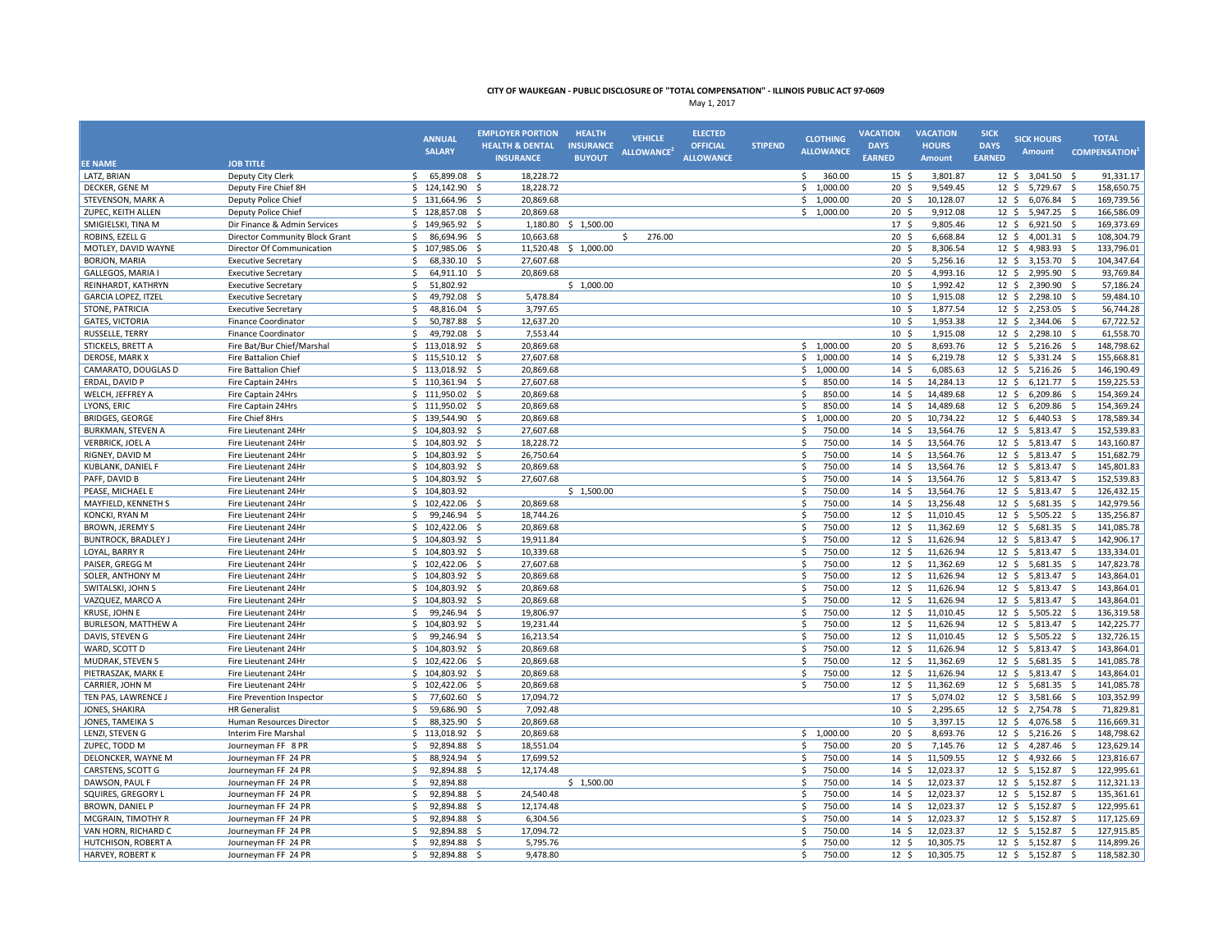**CITY OF WAUKEGAN - PUBLIC DISCLOSURE OF "TOTAL COMPENSATION" - ILLINOIS PUBLIC ACT 97-0609**

May 1, 2017

| EE NAME | JOB TITLE | ANNUAL SALARY | EMPLOYER PORTION HEALTH & DENTAL INSURANCE | HEALTH INSURANCE BUYOUT | VEHICLE ALLOWANCE[2] | ELECTED OFFICIAL ALLOWANCE | STIPEND | CLOTHING ALLOWANCE | VACATION DAYS EARNED | VACATION HOURS Amount | SICK DAYS EARNED | SICK HOURS Amount | TOTAL COMPENSATION[1] |
|---|---|---|---|---|---|---|---|---|---|---|---|---|---|
| LATZ, BRIAN | Deputy City Clerk | $ 65,899.08 | $ 18,228.72 | | | | | $ 360.00 | 15 | $ 3,801.87 | 12 | $ 3,041.50 | $ 91,331.17 |
| DECKER, GENE M | Deputy Fire Chief 8H | $ 124,142.90 | $ 18,228.72 | | | | | $ 1,000.00 | 20 | $ 9,549.45 | 12 | $ 5,729.67 | $ 158,650.75 |
| STEVENSON, MARK A | Deputy Police Chief | $ 131,664.96 | $ 20,869.68 | | | | | $ 1,000.00 | 20 | $ 10,128.07 | 12 | $ 6,076.84 | $ 169,739.56 |
| ZUPEC, KEITH ALLEN | Deputy Police Chief | $ 128,857.08 | $ 20,869.68 | | | | | $ 1,000.00 | 20 | $ 9,912.08 | 12 | $ 5,947.25 | $ 166,586.09 |
| SMIGIELSKI, TINA M | Dir Finance & Admin Services | $ 149,965.92 | $ 1,180.80 | $ 1,500.00 | | | | | 17 | $ 9,805.46 | 12 | $ 6,921.50 | $ 169,373.69 |
| ROBINS, EZELL G | Director Community Block Grant | $ 86,694.96 | $ 10,663.68 | | $ 276.00 | | | | 20 | $ 6,668.84 | 12 | $ 4,001.31 | $ 108,304.79 |
| MOTLEY, DAVID WAYNE | Director Of Communication | $ 107,985.06 | $ 11,520.48 | $ 1,000.00 | | | | | 20 | $ 8,306.54 | 12 | $ 4,983.93 | $ 133,796.01 |
| BORJON, MARIA | Executive Secretary | $ 68,330.10 | $ 27,607.68 | | | | | | 20 | $ 5,256.16 | 12 | $ 3,153.70 | $ 104,347.64 |
| GALLEGOS, MARIA I | Executive Secretary | $ 64,911.10 | $ 20,869.68 | | | | | | 20 | $ 4,993.16 | 12 | $ 2,995.90 | $ 93,769.84 |
| REINHARDT, KATHRYN | Executive Secretary | $ 51,802.92 | | $ 1,000.00 | | | | | 10 | $ 1,992.42 | 12 | $ 2,390.90 | $ 57,186.24 |
| GARCIA LOPEZ, ITZEL | Executive Secretary | $ 49,792.08 | $ 5,478.84 | | | | | | 10 | $ 1,915.08 | 12 | $ 2,298.10 | $ 59,484.10 |
| STONE, PATRICIA | Executive Secretary | $ 48,816.04 | $ 3,797.65 | | | | | | 10 | $ 1,877.54 | 12 | $ 2,253.05 | $ 56,744.28 |
| GATES, VICTORIA | Finance Coordinator | $ 50,787.88 | $ 12,637.20 | | | | | | 10 | $ 1,953.38 | 12 | $ 2,344.06 | $ 67,722.52 |
| RUSSELLE, TERRY | Finance Coordinator | $ 49,792.08 | $ 7,553.44 | | | | | | 10 | $ 1,915.08 | 12 | $ 2,298.10 | $ 61,558.70 |
| STICKELS, BRETT A | Fire Bat/Bur Chief/Marshal | $ 113,018.92 | $ 20,869.68 | | | | | $ 1,000.00 | 20 | $ 8,693.76 | 12 | $ 5,216.26 | $ 148,798.62 |
| DEROSE, MARK X | Fire Battalion Chief | $ 115,510.12 | $ 27,607.68 | | | | | $ 1,000.00 | 14 | $ 6,219.78 | 12 | $ 5,331.24 | $ 155,668.81 |
| CAMARATO, DOUGLAS D | Fire Battalion Chief | $ 113,018.92 | $ 20,869.68 | | | | | $ 1,000.00 | 14 | $ 6,085.63 | 12 | $ 5,216.26 | $ 146,190.49 |
| ERDAL, DAVID P | Fire Captain 24Hrs | $ 110,361.94 | $ 27,607.68 | | | | | $ 850.00 | 14 | $ 14,284.13 | 12 | $ 6,121.77 | $ 159,225.53 |
| WELCH, JEFFREY A | Fire Captain 24Hrs | $ 111,950.02 | $ 20,869.68 | | | | | $ 850.00 | 14 | $ 14,489.68 | 12 | $ 6,209.86 | $ 154,369.24 |
| LYONS, ERIC | Fire Captain 24Hrs | $ 111,950.02 | $ 20,869.68 | | | | | $ 850.00 | 14 | $ 14,489.68 | 12 | $ 6,209.86 | $ 154,369.24 |
| BRIDGES, GEORGE | Fire Chief 8Hrs | $ 139,544.90 | $ 20,869.68 | | | | | $ 1,000.00 | 20 | $ 10,734.22 | 12 | $ 6,440.53 | $ 178,589.34 |
| BURKMAN, STEVEN A | Fire Lieutenant 24Hr | $ 104,803.92 | $ 27,607.68 | | | | | $ 750.00 | 14 | $ 13,564.76 | 12 | $ 5,813.47 | $ 152,539.83 |
| VERBRICK, JOEL A | Fire Lieutenant 24Hr | $ 104,803.92 | $ 18,228.72 | | | | | $ 750.00 | 14 | $ 13,564.76 | 12 | $ 5,813.47 | $ 143,160.87 |
| RIGNEY, DAVID M | Fire Lieutenant 24Hr | $ 104,803.92 | $ 26,750.64 | | | | | $ 750.00 | 14 | $ 13,564.76 | 12 | $ 5,813.47 | $ 151,682.79 |
| KUBLANK, DANIEL F | Fire Lieutenant 24Hr | $ 104,803.92 | $ 20,869.68 | | | | | $ 750.00 | 14 | $ 13,564.76 | 12 | $ 5,813.47 | $ 145,801.83 |
| PAFF, DAVID B | Fire Lieutenant 24Hr | $ 104,803.92 | $ 27,607.68 | | | | | $ 750.00 | 14 | $ 13,564.76 | 12 | $ 5,813.47 | $ 152,539.83 |
| PEASE, MICHAEL E | Fire Lieutenant 24Hr | $ 104,803.92 | | $ 1,500.00 | | | | $ 750.00 | 14 | $ 13,564.76 | 12 | $ 5,813.47 | $ 126,432.15 |
| MAYFIELD, KENNETH S | Fire Lieutenant 24Hr | $ 102,422.06 | $ 20,869.68 | | | | | $ 750.00 | 14 | $ 13,256.48 | 12 | $ 5,681.35 | $ 142,979.56 |
| KONCKI, RYAN M | Fire Lieutenant 24Hr | $ 99,246.94 | $ 18,744.26 | | | | | $ 750.00 | 12 | $ 11,010.45 | 12 | $ 5,505.22 | $ 135,256.87 |
| BROWN, JEREMY S | Fire Lieutenant 24Hr | $ 102,422.06 | $ 20,869.68 | | | | | $ 750.00 | 12 | $ 11,362.69 | 12 | $ 5,681.35 | $ 141,085.78 |
| BUNTROCK, BRADLEY J | Fire Lieutenant 24Hr | $ 104,803.92 | $ 19,911.84 | | | | | $ 750.00 | 12 | $ 11,626.94 | 12 | $ 5,813.47 | $ 142,906.17 |
| LOYAL, BARRY R | Fire Lieutenant 24Hr | $ 104,803.92 | $ 10,339.68 | | | | | $ 750.00 | 12 | $ 11,626.94 | 12 | $ 5,813.47 | $ 133,334.01 |
| PAISER, GREGG M | Fire Lieutenant 24Hr | $ 102,422.06 | $ 27,607.68 | | | | | $ 750.00 | 12 | $ 11,362.69 | 12 | $ 5,681.35 | $ 147,823.78 |
| SOLER, ANTHONY M | Fire Lieutenant 24Hr | $ 104,803.92 | $ 20,869.68 | | | | | $ 750.00 | 12 | $ 11,626.94 | 12 | $ 5,813.47 | $ 143,864.01 |
| SWITALSKI, JOHN S | Fire Lieutenant 24Hr | $ 104,803.92 | $ 20,869.68 | | | | | $ 750.00 | 12 | $ 11,626.94 | 12 | $ 5,813.47 | $ 143,864.01 |
| VAZQUEZ, MARCO A | Fire Lieutenant 24Hr | $ 104,803.92 | $ 20,869.68 | | | | | $ 750.00 | 12 | $ 11,626.94 | 12 | $ 5,813.47 | $ 143,864.01 |
| KRUSE, JOHN E | Fire Lieutenant 24Hr | $ 99,246.94 | $ 19,806.97 | | | | | $ 750.00 | 12 | $ 11,010.45 | 12 | $ 5,505.22 | $ 136,319.58 |
| BURLESON, MATTHEW A | Fire Lieutenant 24Hr | $ 104,803.92 | $ 19,231.44 | | | | | $ 750.00 | 12 | $ 11,626.94 | 12 | $ 5,813.47 | $ 142,225.77 |
| DAVIS, STEVEN G | Fire Lieutenant 24Hr | $ 99,246.94 | $ 16,213.54 | | | | | $ 750.00 | 12 | $ 11,010.45 | 12 | $ 5,505.22 | $ 132,726.15 |
| WARD, SCOTT D | Fire Lieutenant 24Hr | $ 104,803.92 | $ 20,869.68 | | | | | $ 750.00 | 12 | $ 11,626.94 | 12 | $ 5,813.47 | $ 143,864.01 |
| MUDRAK, STEVEN S | Fire Lieutenant 24Hr | $ 102,422.06 | $ 20,869.68 | | | | | $ 750.00 | 12 | $ 11,362.69 | 12 | $ 5,681.35 | $ 141,085.78 |
| PIETRASZAK, MARK E | Fire Lieutenant 24Hr | $ 104,803.92 | $ 20,869.68 | | | | | $ 750.00 | 12 | $ 11,626.94 | 12 | $ 5,813.47 | $ 143,864.01 |
| CARRIER, JOHN M | Fire Lieutenant 24Hr | $ 102,422.06 | $ 20,869.68 | | | | | $ 750.00 | 12 | $ 11,362.69 | 12 | $ 5,681.35 | $ 141,085.78 |
| TEN PAS, LAWRENCE J | Fire Prevention Inspector | $ 77,602.60 | $ 17,094.72 | | | | | | 17 | $ 5,074.02 | 12 | $ 3,581.66 | $ 103,352.99 |
| JONES, SHAKIRA | HR Generalist | $ 59,686.90 | $ 7,092.48 | | | | | | 10 | $ 2,295.65 | 12 | $ 2,754.78 | $ 71,829.81 |
| JONES, TAMEIKA S | Human Resources Director | $ 88,325.90 | $ 20,869.68 | | | | | | 10 | $ 3,397.15 | 12 | $ 4,076.58 | $ 116,669.31 |
| LENZI, STEVEN G | Interim Fire Marshal | $ 113,018.92 | $ 20,869.68 | | | | | $ 1,000.00 | 20 | $ 8,693.76 | 12 | $ 5,216.26 | $ 148,798.62 |
| ZUPEC, TODD M | Journeyman FF 8 PR | $ 92,894.88 | $ 18,551.04 | | | | | $ 750.00 | 20 | $ 7,145.76 | 12 | $ 4,287.46 | $ 123,629.14 |
| DELONCKER, WAYNE M | Journeyman FF 24 PR | $ 88,924.94 | $ 17,699.52 | | | | | $ 750.00 | 14 | $ 11,509.55 | 12 | $ 4,932.66 | $ 123,816.67 |
| CARSTENS, SCOTT G | Journeyman FF 24 PR | $ 92,894.88 | $ 12,174.48 | | | | | $ 750.00 | 14 | $ 12,023.37 | 12 | $ 5,152.87 | $ 122,995.61 |
| DAWSON, PAUL F | Journeyman FF 24 PR | $ 92,894.88 | | $ 1,500.00 | | | | $ 750.00 | 14 | $ 12,023.37 | 12 | $ 5,152.87 | $ 112,321.13 |
| SQUIRES, GREGORY L | Journeyman FF 24 PR | $ 92,894.88 | $ 24,540.48 | | | | | $ 750.00 | 14 | $ 12,023.37 | 12 | $ 5,152.87 | $ 135,361.61 |
| BROWN, DANIEL P | Journeyman FF 24 PR | $ 92,894.88 | $ 12,174.48 | | | | | $ 750.00 | 14 | $ 12,023.37 | 12 | $ 5,152.87 | $ 122,995.61 |
| MCGRAIN, TIMOTHY R | Journeyman FF 24 PR | $ 92,894.88 | $ 6,304.56 | | | | | $ 750.00 | 14 | $ 12,023.37 | 12 | $ 5,152.87 | $ 117,125.69 |
| VAN HORN, RICHARD C | Journeyman FF 24 PR | $ 92,894.88 | $ 17,094.72 | | | | | $ 750.00 | 14 | $ 12,023.37 | 12 | $ 5,152.87 | $ 127,915.85 |
| HUTCHISON, ROBERT A | Journeyman FF 24 PR | $ 92,894.88 | $ 5,795.76 | | | | | $ 750.00 | 12 | $ 10,305.75 | 12 | $ 5,152.87 | $ 114,899.26 |
| HARVEY, ROBERT K | Journeyman FF 24 PR | $ 92,894.88 | $ 9,478.80 | | | | | $ 750.00 | 12 | $ 10,305.75 | 12 | $ 5,152.87 | $ 118,582.30 |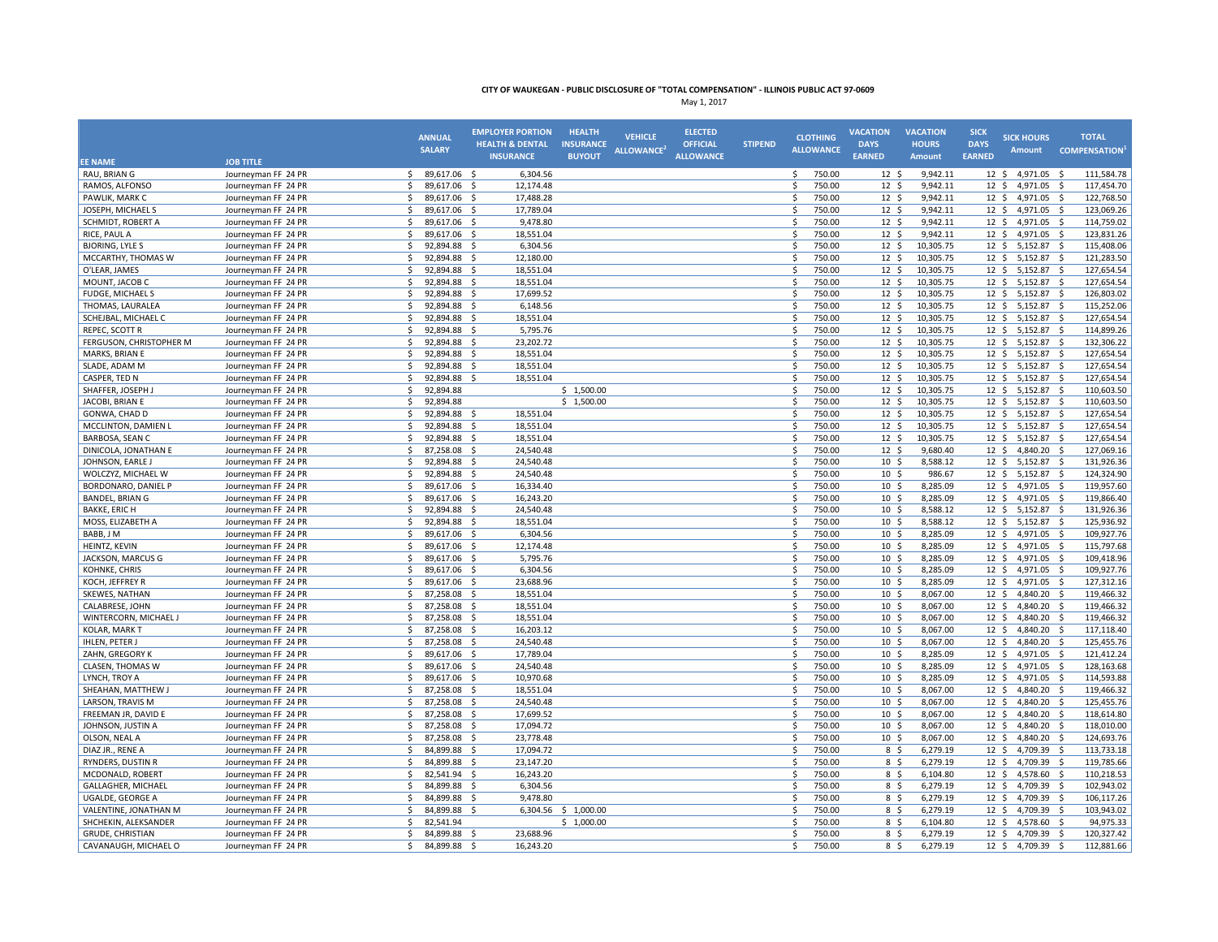**CITY OF WAUKEGAN - PUBLIC DISCLOSURE OF "TOTAL COMPENSATION" - ILLINOIS PUBLIC ACT 97-0609**

May 1, 2017

| EE NAME | JOB TITLE | ANNUAL SALARY | EMPLOYER PORTION HEALTH & DENTAL INSURANCE | HEALTH INSURANCE BUYOUT | VEHICLE ALLOWANCE[2] | ELECTED OFFICIAL ALLOWANCE | STIPEND | CLOTHING ALLOWANCE | VACATION DAYS EARNED | VACATION HOURS Amount | SICK DAYS EARNED | SICK HOURS Amount | TOTAL COMPENSATION[1] |
|---|---|---|---|---|---|---|---|---|---|---|---|---|---|
| RAU, BRIAN G | Journeyman FF 24 PR | $ 89,617.06 | $ 6,304.56 | | | | | $ 750.00 | 12 | $ 9,942.11 | 12 | $ 4,971.05 | $ 111,584.78 |
| RAMOS, ALFONSO | Journeyman FF 24 PR | $ 89,617.06 | $ 12,174.48 | | | | | $ 750.00 | 12 | $ 9,942.11 | 12 | $ 4,971.05 | $ 117,454.70 |
| PAWLIK, MARK C | Journeyman FF 24 PR | $ 89,617.06 | $ 17,488.28 | | | | | $ 750.00 | 12 | $ 9,942.11 | 12 | $ 4,971.05 | $ 122,768.50 |
| JOSEPH, MICHAEL S | Journeyman FF 24 PR | $ 89,617.06 | $ 17,789.04 | | | | | $ 750.00 | 12 | $ 9,942.11 | 12 | $ 4,971.05 | $ 123,069.26 |
| SCHMIDT, ROBERT A | Journeyman FF 24 PR | $ 89,617.06 | $ 9,478.80 | | | | | $ 750.00 | 12 | $ 9,942.11 | 12 | $ 4,971.05 | $ 114,759.02 |
| RICE, PAUL A | Journeyman FF 24 PR | $ 89,617.06 | $ 18,551.04 | | | | | $ 750.00 | 12 | $ 9,942.11 | 12 | $ 4,971.05 | $ 123,831.26 |
| BJORING, LYLE S | Journeyman FF 24 PR | $ 92,894.88 | $ 6,304.56 | | | | | $ 750.00 | 12 | $ 10,305.75 | 12 | $ 5,152.87 | $ 115,408.06 |
| MCCARTHY, THOMAS W | Journeyman FF 24 PR | $ 92,894.88 | $ 12,180.00 | | | | | $ 750.00 | 12 | $ 10,305.75 | 12 | $ 5,152.87 | $ 121,283.50 |
| O'LEAR, JAMES | Journeyman FF 24 PR | $ 92,894.88 | $ 18,551.04 | | | | | $ 750.00 | 12 | $ 10,305.75 | 12 | $ 5,152.87 | $ 127,654.54 |
| MOUNT, JACOB C | Journeyman FF 24 PR | $ 92,894.88 | $ 18,551.04 | | | | | $ 750.00 | 12 | $ 10,305.75 | 12 | $ 5,152.87 | $ 127,654.54 |
| FUDGE, MICHAEL S | Journeyman FF 24 PR | $ 92,894.88 | $ 17,699.52 | | | | | $ 750.00 | 12 | $ 10,305.75 | 12 | $ 5,152.87 | $ 126,803.02 |
| THOMAS, LAURALEA | Journeyman FF 24 PR | $ 92,894.88 | $ 6,148.56 | | | | | $ 750.00 | 12 | $ 10,305.75 | 12 | $ 5,152.87 | $ 115,252.06 |
| SCHEJBAL, MICHAEL C | Journeyman FF 24 PR | $ 92,894.88 | $ 18,551.04 | | | | | $ 750.00 | 12 | $ 10,305.75 | 12 | $ 5,152.87 | $ 127,654.54 |
| REPEC, SCOTT R | Journeyman FF 24 PR | $ 92,894.88 | $ 5,795.76 | | | | | $ 750.00 | 12 | $ 10,305.75 | 12 | $ 5,152.87 | $ 114,899.26 |
| FERGUSON, CHRISTOPHER M | Journeyman FF 24 PR | $ 92,894.88 | $ 23,202.72 | | | | | $ 750.00 | 12 | $ 10,305.75 | 12 | $ 5,152.87 | $ 132,306.22 |
| MARKS, BRIAN E | Journeyman FF 24 PR | $ 92,894.88 | $ 18,551.04 | | | | | $ 750.00 | 12 | $ 10,305.75 | 12 | $ 5,152.87 | $ 127,654.54 |
| SLADE, ADAM M | Journeyman FF 24 PR | $ 92,894.88 | $ 18,551.04 | | | | | $ 750.00 | 12 | $ 10,305.75 | 12 | $ 5,152.87 | $ 127,654.54 |
| CASPER, TED N | Journeyman FF 24 PR | $ 92,894.88 | $ 18,551.04 | | | | | $ 750.00 | 12 | $ 10,305.75 | 12 | $ 5,152.87 | $ 127,654.54 |
| SHAFFER, JOSEPH J | Journeyman FF 24 PR | $ 92,894.88 | | $ 1,500.00 | | | | $ 750.00 | 12 | $ 10,305.75 | 12 | $ 5,152.87 | $ 110,603.50 |
| JACOBI, BRIAN E | Journeyman FF 24 PR | $ 92,894.88 | | $ 1,500.00 | | | | $ 750.00 | 12 | $ 10,305.75 | 12 | $ 5,152.87 | $ 110,603.50 |
| GONWA, CHAD D | Journeyman FF 24 PR | $ 92,894.88 | $ 18,551.04 | | | | | $ 750.00 | 12 | $ 10,305.75 | 12 | $ 5,152.87 | $ 127,654.54 |
| MCCLINTON, DAMIEN L | Journeyman FF 24 PR | $ 92,894.88 | $ 18,551.04 | | | | | $ 750.00 | 12 | $ 10,305.75 | 12 | $ 5,152.87 | $ 127,654.54 |
| BARBOSA, SEAN C | Journeyman FF 24 PR | $ 92,894.88 | $ 18,551.04 | | | | | $ 750.00 | 12 | $ 10,305.75 | 12 | $ 5,152.87 | $ 127,654.54 |
| DINICOLA, JONATHAN E | Journeyman FF 24 PR | $ 87,258.08 | $ 24,540.48 | | | | | $ 750.00 | 12 | $ 9,680.40 | 12 | $ 4,840.20 | $ 127,069.16 |
| JOHNSON, EARLE J | Journeyman FF 24 PR | $ 92,894.88 | $ 24,540.48 | | | | | $ 750.00 | 10 | $ 8,588.12 | 12 | $ 5,152.87 | $ 131,926.36 |
| WOLCZYZ, MICHAEL W | Journeyman FF 24 PR | $ 92,894.88 | $ 24,540.48 | | | | | $ 750.00 | 10 | $ 986.67 | 12 | $ 5,152.87 | $ 124,324.90 |
| BORDONARO, DANIEL P | Journeyman FF 24 PR | $ 89,617.06 | $ 16,334.40 | | | | | $ 750.00 | 10 | $ 8,285.09 | 12 | $ 4,971.05 | $ 119,957.60 |
| BANDEL, BRIAN G | Journeyman FF 24 PR | $ 89,617.06 | $ 16,243.20 | | | | | $ 750.00 | 10 | $ 8,285.09 | 12 | $ 4,971.05 | $ 119,866.40 |
| BAKKE, ERIC H | Journeyman FF 24 PR | $ 92,894.88 | $ 24,540.48 | | | | | $ 750.00 | 10 | $ 8,588.12 | 12 | $ 5,152.87 | $ 131,926.36 |
| MOSS, ELIZABETH A | Journeyman FF 24 PR | $ 92,894.88 | $ 18,551.04 | | | | | $ 750.00 | 10 | $ 8,588.12 | 12 | $ 5,152.87 | $ 125,936.92 |
| BABB, J M | Journeyman FF 24 PR | $ 89,617.06 | $ 6,304.56 | | | | | $ 750.00 | 10 | $ 8,285.09 | 12 | $ 4,971.05 | $ 109,927.76 |
| HEINTZ, KEVIN | Journeyman FF 24 PR | $ 89,617.06 | $ 12,174.48 | | | | | $ 750.00 | 10 | $ 8,285.09 | 12 | $ 4,971.05 | $ 115,797.68 |
| JACKSON, MARCUS G | Journeyman FF 24 PR | $ 89,617.06 | $ 5,795.76 | | | | | $ 750.00 | 10 | $ 8,285.09 | 12 | $ 4,971.05 | $ 109,418.96 |
| KOHNKE, CHRIS | Journeyman FF 24 PR | $ 89,617.06 | $ 6,304.56 | | | | | $ 750.00 | 10 | $ 8,285.09 | 12 | $ 4,971.05 | $ 109,927.76 |
| KOCH, JEFFREY R | Journeyman FF 24 PR | $ 89,617.06 | $ 23,688.96 | | | | | $ 750.00 | 10 | $ 8,285.09 | 12 | $ 4,971.05 | $ 127,312.16 |
| SKEWES, NATHAN | Journeyman FF 24 PR | $ 87,258.08 | $ 18,551.04 | | | | | $ 750.00 | 10 | $ 8,067.00 | 12 | $ 4,840.20 | $ 119,466.32 |
| CALABRESE, JOHN | Journeyman FF 24 PR | $ 87,258.08 | $ 18,551.04 | | | | | $ 750.00 | 10 | $ 8,067.00 | 12 | $ 4,840.20 | $ 119,466.32 |
| WINTERCORN, MICHAEL J | Journeyman FF 24 PR | $ 87,258.08 | $ 18,551.04 | | | | | $ 750.00 | 10 | $ 8,067.00 | 12 | $ 4,840.20 | $ 119,466.32 |
| KOLAR, MARK T | Journeyman FF 24 PR | $ 87,258.08 | $ 16,203.12 | | | | | $ 750.00 | 10 | $ 8,067.00 | 12 | $ 4,840.20 | $ 117,118.40 |
| IHLEN, PETER J | Journeyman FF 24 PR | $ 87,258.08 | $ 24,540.48 | | | | | $ 750.00 | 10 | $ 8,067.00 | 12 | $ 4,840.20 | $ 125,455.76 |
| ZAHN, GREGORY K | Journeyman FF 24 PR | $ 89,617.06 | $ 17,789.04 | | | | | $ 750.00 | 10 | $ 8,285.09 | 12 | $ 4,971.05 | $ 121,412.24 |
| CLASEN, THOMAS W | Journeyman FF 24 PR | $ 89,617.06 | $ 24,540.48 | | | | | $ 750.00 | 10 | $ 8,285.09 | 12 | $ 4,971.05 | $ 128,163.68 |
| LYNCH, TROY A | Journeyman FF 24 PR | $ 89,617.06 | $ 10,970.68 | | | | | $ 750.00 | 10 | $ 8,285.09 | 12 | $ 4,971.05 | $ 114,593.88 |
| SHEAHAN, MATTHEW J | Journeyman FF 24 PR | $ 87,258.08 | $ 18,551.04 | | | | | $ 750.00 | 10 | $ 8,067.00 | 12 | $ 4,840.20 | $ 119,466.32 |
| LARSON, TRAVIS M | Journeyman FF 24 PR | $ 87,258.08 | $ 24,540.48 | | | | | $ 750.00 | 10 | $ 8,067.00 | 12 | $ 4,840.20 | $ 125,455.76 |
| FREEMAN JR, DAVID E | Journeyman FF 24 PR | $ 87,258.08 | $ 17,699.52 | | | | | $ 750.00 | 10 | $ 8,067.00 | 12 | $ 4,840.20 | $ 118,614.80 |
| JOHNSON, JUSTIN A | Journeyman FF 24 PR | $ 87,258.08 | $ 17,094.72 | | | | | $ 750.00 | 10 | $ 8,067.00 | 12 | $ 4,840.20 | $ 118,010.00 |
| OLSON, NEAL A | Journeyman FF 24 PR | $ 87,258.08 | $ 23,778.48 | | | | | $ 750.00 | 10 | $ 8,067.00 | 12 | $ 4,840.20 | $ 124,693.76 |
| DIAZ JR., RENE A | Journeyman FF 24 PR | $ 84,899.88 | $ 17,094.72 | | | | | $ 750.00 | 8 | $ 6,279.19 | 12 | $ 4,709.39 | $ 113,733.18 |
| RYNDERS, DUSTIN R | Journeyman FF 24 PR | $ 84,899.88 | $ 23,147.20 | | | | | $ 750.00 | 8 | $ 6,279.19 | 12 | $ 4,709.39 | $ 119,785.66 |
| MCDONALD, ROBERT | Journeyman FF 24 PR | $ 82,541.94 | $ 16,243.20 | | | | | $ 750.00 | 8 | $ 6,104.80 | 12 | $ 4,578.60 | $ 110,218.53 |
| GALLAGHER, MICHAEL | Journeyman FF 24 PR | $ 84,899.88 | $ 6,304.56 | | | | | $ 750.00 | 8 | $ 6,279.19 | 12 | $ 4,709.39 | $ 102,943.02 |
| UGALDE, GEORGE A | Journeyman FF 24 PR | $ 84,899.88 | $ 9,478.80 | | | | | $ 750.00 | 8 | $ 6,279.19 | 12 | $ 4,709.39 | $ 106,117.26 |
| VALENTINE, JONATHAN M | Journeyman FF 24 PR | $ 84,899.88 | $ 6,304.56 | $ 1,000.00 | | | | $ 750.00 | 8 | $ 6,279.19 | 12 | $ 4,709.39 | $ 103,943.02 |
| SHCHEKIN, ALEKSANDER | Journeyman FF 24 PR | $ 82,541.94 | | $ 1,000.00 | | | | $ 750.00 | 8 | $ 6,104.80 | 12 | $ 4,578.60 | $ 94,975.33 |
| GRUDE, CHRISTIAN | Journeyman FF 24 PR | $ 84,899.88 | $ 23,688.96 | | | | | $ 750.00 | 8 | $ 6,279.19 | 12 | $ 4,709.39 | $ 120,327.42 |
| CAVANAUGH, MICHAEL O | Journeyman FF 24 PR | $ 84,899.88 | $ 16,243.20 | | | | | $ 750.00 | 8 | $ 6,279.19 | 12 | $ 4,709.39 | $ 112,881.66 |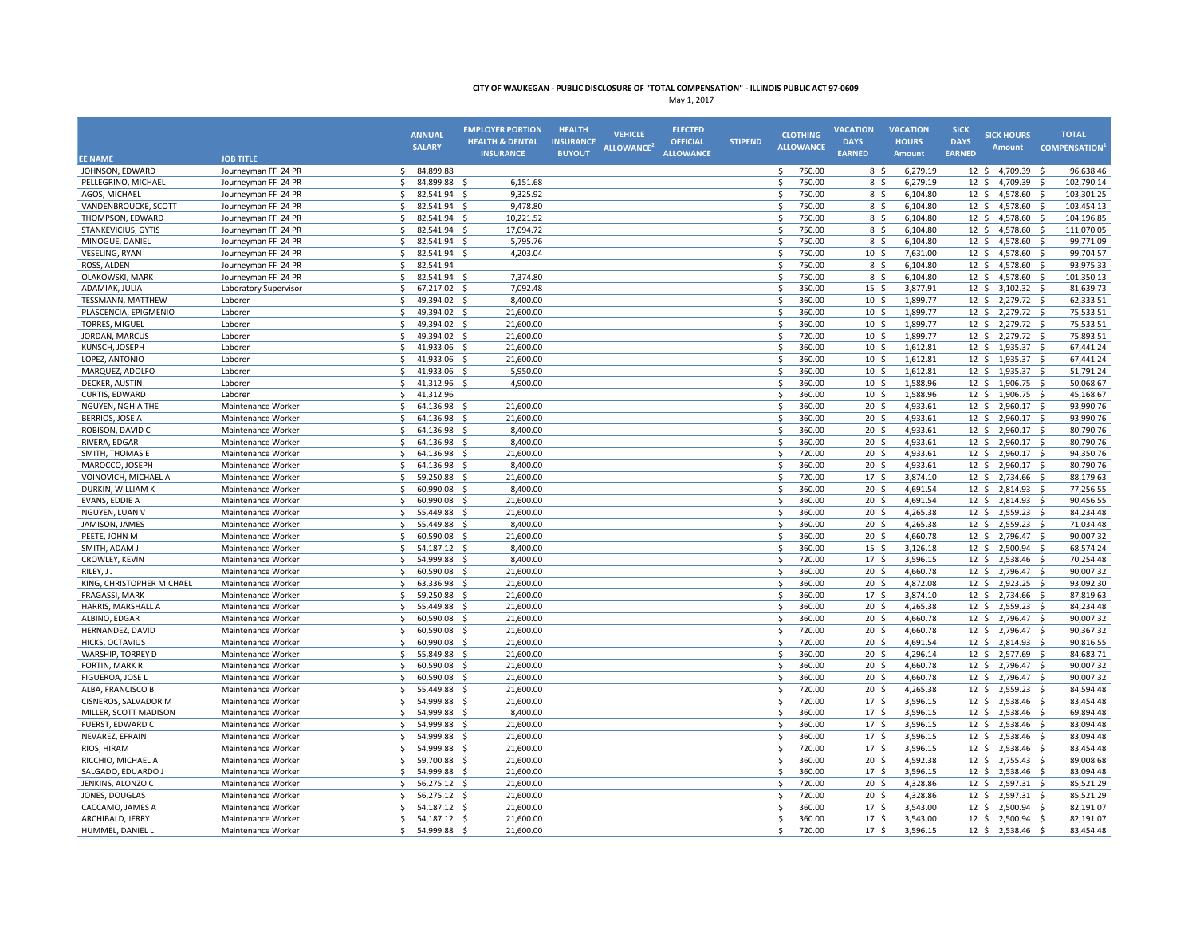**CITY OF WAUKEGAN - PUBLIC DISCLOSURE OF "TOTAL COMPENSATION" - ILLINOIS PUBLIC ACT 97-0609**

May 1, 2017

| EE NAME | JOB TITLE | ANNUAL SALARY | EMPLOYER PORTION HEALTH & DENTAL INSURANCE | HEALTH INSURANCE BUYOUT | VEHICLE ALLOWANCE[2] | ELECTED OFFICIAL ALLOWANCE | STIPEND | CLOTHING ALLOWANCE | VACATION DAYS EARNED | VACATION HOURS Amount | SICK DAYS EARNED | SICK HOURS Amount | TOTAL COMPENSATION[1] |
|---|---|---|---|---|---|---|---|---|---|---|---|---|---|
| JOHNSON, EDWARD | Journeyman FF 24 PR | $ 84,899.88 | | | | | | $ 750.00 | 8 | $ 6,279.19 | 12 | $ 4,709.39 | $ 96,638.46 |
| PELLEGRINO, MICHAEL | Journeyman FF 24 PR | $ 84,899.88 | $ 6,151.68 | | | | | $ 750.00 | 8 | $ 6,279.19 | 12 | $ 4,709.39 | $ 102,790.14 |
| AGOS, MICHAEL | Journeyman FF 24 PR | $ 82,541.94 | $ 9,325.92 | | | | | $ 750.00 | 8 | $ 6,104.80 | 12 | $ 4,578.60 | $ 103,301.25 |
| VANDENBROUCKE, SCOTT | Journeyman FF 24 PR | $ 82,541.94 | $ 9,478.80 | | | | | $ 750.00 | 8 | $ 6,104.80 | 12 | $ 4,578.60 | $ 103,454.13 |
| THOMPSON, EDWARD | Journeyman FF 24 PR | $ 82,541.94 | $ 10,221.52 | | | | | $ 750.00 | 8 | $ 6,104.80 | 12 | $ 4,578.60 | $ 104,196.85 |
| STANKEVICIUS, GYTIS | Journeyman FF 24 PR | $ 82,541.94 | $ 17,094.72 | | | | | $ 750.00 | 8 | $ 6,104.80 | 12 | $ 4,578.60 | $ 111,070.05 |
| MINOGUE, DANIEL | Journeyman FF 24 PR | $ 82,541.94 | $ 5,795.76 | | | | | $ 750.00 | 8 | $ 6,104.80 | 12 | $ 4,578.60 | $ 99,771.09 |
| VESELING, RYAN | Journeyman FF 24 PR | $ 82,541.94 | $ 4,203.04 | | | | | $ 750.00 | 10 | $ 7,631.00 | 12 | $ 4,578.60 | $ 99,704.57 |
| ROSS, ALDEN | Journeyman FF 24 PR | $ 82,541.94 | | | | | | $ 750.00 | 8 | $ 6,104.80 | 12 | $ 4,578.60 | $ 93,975.33 |
| OLAKOWSKI, MARK | Journeyman FF 24 PR | $ 82,541.94 | $ 7,374.80 | | | | | $ 750.00 | 8 | $ 6,104.80 | 12 | $ 4,578.60 | $ 101,350.13 |
| ADAMIAK, JULIA | Laboratory Supervisor | $ 67,217.02 | $ 7,092.48 | | | | | $ 350.00 | 15 | $ 3,877.91 | 12 | $ 3,102.32 | $ 81,639.73 |
| TESSMANN, MATTHEW | Laborer | $ 49,394.02 | $ 8,400.00 | | | | | $ 360.00 | 10 | $ 1,899.77 | 12 | $ 2,279.72 | $ 62,333.51 |
| PLASCENCIA, EPIGMENIO | Laborer | $ 49,394.02 | $ 21,600.00 | | | | | $ 360.00 | 10 | $ 1,899.77 | 12 | $ 2,279.72 | $ 75,533.51 |
| TORRES, MIGUEL | Laborer | $ 49,394.02 | $ 21,600.00 | | | | | $ 360.00 | 10 | $ 1,899.77 | 12 | $ 2,279.72 | $ 75,533.51 |
| JORDAN, MARCUS | Laborer | $ 49,394.02 | $ 21,600.00 | | | | | $ 720.00 | 10 | $ 1,899.77 | 12 | $ 2,279.72 | $ 75,893.51 |
| KUNSCH, JOSEPH | Laborer | $ 41,933.06 | $ 21,600.00 | | | | | $ 360.00 | 10 | $ 1,612.81 | 12 | $ 1,935.37 | $ 67,441.24 |
| LOPEZ, ANTONIO | Laborer | $ 41,933.06 | $ 21,600.00 | | | | | $ 360.00 | 10 | $ 1,612.81 | 12 | $ 1,935.37 | $ 67,441.24 |
| MARQUEZ, ADOLFO | Laborer | $ 41,933.06 | $ 5,950.00 | | | | | $ 360.00 | 10 | $ 1,612.81 | 12 | $ 1,935.37 | $ 51,791.24 |
| DECKER, AUSTIN | Laborer | $ 41,312.96 | $ 4,900.00 | | | | | $ 360.00 | 10 | $ 1,588.96 | 12 | $ 1,906.75 | $ 50,068.67 |
| CURTIS, EDWARD | Laborer | $ 41,312.96 | | | | | | $ 360.00 | 10 | $ 1,588.96 | 12 | $ 1,906.75 | $ 45,168.67 |
| NGUYEN, NGHIA THE | Maintenance Worker | $ 64,136.98 | $ 21,600.00 | | | | | $ 360.00 | 20 | $ 4,933.61 | 12 | $ 2,960.17 | $ 93,990.76 |
| BERRIOS, JOSE A | Maintenance Worker | $ 64,136.98 | $ 21,600.00 | | | | | $ 360.00 | 20 | $ 4,933.61 | 12 | $ 2,960.17 | $ 93,990.76 |
| ROBISON, DAVID C | Maintenance Worker | $ 64,136.98 | $ 8,400.00 | | | | | $ 360.00 | 20 | $ 4,933.61 | 12 | $ 2,960.17 | $ 80,790.76 |
| RIVERA, EDGAR | Maintenance Worker | $ 64,136.98 | $ 8,400.00 | | | | | $ 360.00 | 20 | $ 4,933.61 | 12 | $ 2,960.17 | $ 80,790.76 |
| SMITH, THOMAS E | Maintenance Worker | $ 64,136.98 | $ 21,600.00 | | | | | $ 720.00 | 20 | $ 4,933.61 | 12 | $ 2,960.17 | $ 94,350.76 |
| MAROCCO, JOSEPH | Maintenance Worker | $ 64,136.98 | $ 8,400.00 | | | | | $ 360.00 | 20 | $ 4,933.61 | 12 | $ 2,960.17 | $ 80,790.76 |
| VOINOVICH, MICHAEL A | Maintenance Worker | $ 59,250.88 | $ 21,600.00 | | | | | $ 720.00 | 17 | $ 3,874.10 | 12 | $ 2,734.66 | $ 88,179.63 |
| DURKIN, WILLIAM K | Maintenance Worker | $ 60,990.08 | $ 8,400.00 | | | | | $ 360.00 | 20 | $ 4,691.54 | 12 | $ 2,814.93 | $ 77,256.55 |
| EVANS, EDDIE A | Maintenance Worker | $ 60,990.08 | $ 21,600.00 | | | | | $ 360.00 | 20 | $ 4,691.54 | 12 | $ 2,814.93 | $ 90,456.55 |
| NGUYEN, LUAN V | Maintenance Worker | $ 55,449.88 | $ 21,600.00 | | | | | $ 360.00 | 20 | $ 4,265.38 | 12 | $ 2,559.23 | $ 84,234.48 |
| JAMISON, JAMES | Maintenance Worker | $ 55,449.88 | $ 8,400.00 | | | | | $ 360.00 | 20 | $ 4,265.38 | 12 | $ 2,559.23 | $ 71,034.48 |
| PEETE, JOHN M | Maintenance Worker | $ 60,590.08 | $ 21,600.00 | | | | | $ 360.00 | 20 | $ 4,660.78 | 12 | $ 2,796.47 | $ 90,007.32 |
| SMITH, ADAM J | Maintenance Worker | $ 54,187.12 | $ 8,400.00 | | | | | $ 360.00 | 15 | $ 3,126.18 | 12 | $ 2,500.94 | $ 68,574.24 |
| CROWLEY, KEVIN | Maintenance Worker | $ 54,999.88 | $ 8,400.00 | | | | | $ 720.00 | 17 | $ 3,596.15 | 12 | $ 2,538.46 | $ 70,254.48 |
| RILEY, J J | Maintenance Worker | $ 60,590.08 | $ 21,600.00 | | | | | $ 360.00 | 20 | $ 4,660.78 | 12 | $ 2,796.47 | $ 90,007.32 |
| KING, CHRISTOPHER MICHAEL | Maintenance Worker | $ 63,336.98 | $ 21,600.00 | | | | | $ 360.00 | 20 | $ 4,872.08 | 12 | $ 2,923.25 | $ 93,092.30 |
| FRAGASSI, MARK | Maintenance Worker | $ 59,250.88 | $ 21,600.00 | | | | | $ 360.00 | 17 | $ 3,874.10 | 12 | $ 2,734.66 | $ 87,819.63 |
| HARRIS, MARSHALL A | Maintenance Worker | $ 55,449.88 | $ 21,600.00 | | | | | $ 360.00 | 20 | $ 4,265.38 | 12 | $ 2,559.23 | $ 84,234.48 |
| ALBINO, EDGAR | Maintenance Worker | $ 60,590.08 | $ 21,600.00 | | | | | $ 360.00 | 20 | $ 4,660.78 | 12 | $ 2,796.47 | $ 90,007.32 |
| HERNANDEZ, DAVID | Maintenance Worker | $ 60,590.08 | $ 21,600.00 | | | | | $ 720.00 | 20 | $ 4,660.78 | 12 | $ 2,796.47 | $ 90,367.32 |
| HICKS, OCTAVIUS | Maintenance Worker | $ 60,990.08 | $ 21,600.00 | | | | | $ 720.00 | 20 | $ 4,691.54 | 12 | $ 2,814.93 | $ 90,816.55 |
| WARSHIP, TORREY D | Maintenance Worker | $ 55,849.88 | $ 21,600.00 | | | | | $ 360.00 | 20 | $ 4,296.14 | 12 | $ 2,577.69 | $ 84,683.71 |
| FORTIN, MARK R | Maintenance Worker | $ 60,590.08 | $ 21,600.00 | | | | | $ 360.00 | 20 | $ 4,660.78 | 12 | $ 2,796.47 | $ 90,007.32 |
| FIGUEROA, JOSE L | Maintenance Worker | $ 60,590.08 | $ 21,600.00 | | | | | $ 360.00 | 20 | $ 4,660.78 | 12 | $ 2,796.47 | $ 90,007.32 |
| ALBA, FRANCISCO B | Maintenance Worker | $ 55,449.88 | $ 21,600.00 | | | | | $ 720.00 | 20 | $ 4,265.38 | 12 | $ 2,559.23 | $ 84,594.48 |
| CISNEROS, SALVADOR M | Maintenance Worker | $ 54,999.88 | $ 21,600.00 | | | | | $ 720.00 | 17 | $ 3,596.15 | 12 | $ 2,538.46 | $ 83,454.48 |
| MILLER, SCOTT MADISON | Maintenance Worker | $ 54,999.88 | $ 8,400.00 | | | | | $ 360.00 | 17 | $ 3,596.15 | 12 | $ 2,538.46 | $ 69,894.48 |
| FUERST, EDWARD C | Maintenance Worker | $ 54,999.88 | $ 21,600.00 | | | | | $ 360.00 | 17 | $ 3,596.15 | 12 | $ 2,538.46 | $ 83,094.48 |
| NEVAREZ, EFRAIN | Maintenance Worker | $ 54,999.88 | $ 21,600.00 | | | | | $ 360.00 | 17 | $ 3,596.15 | 12 | $ 2,538.46 | $ 83,094.48 |
| RIOS, HIRAM | Maintenance Worker | $ 54,999.88 | $ 21,600.00 | | | | | $ 720.00 | 17 | $ 3,596.15 | 12 | $ 2,538.46 | $ 83,454.48 |
| RICCHIO, MICHAEL A | Maintenance Worker | $ 59,700.88 | $ 21,600.00 | | | | | $ 360.00 | 20 | $ 4,592.38 | 12 | $ 2,755.43 | $ 89,008.68 |
| SALGADO, EDUARDO J | Maintenance Worker | $ 54,999.88 | $ 21,600.00 | | | | | $ 360.00 | 17 | $ 3,596.15 | 12 | $ 2,538.46 | $ 83,094.48 |
| JENKINS, ALONZO C | Maintenance Worker | $ 56,275.12 | $ 21,600.00 | | | | | $ 720.00 | 20 | $ 4,328.86 | 12 | $ 2,597.31 | $ 85,521.29 |
| JONES, DOUGLAS | Maintenance Worker | $ 56,275.12 | $ 21,600.00 | | | | | $ 720.00 | 20 | $ 4,328.86 | 12 | $ 2,597.31 | $ 85,521.29 |
| CACCAMO, JAMES A | Maintenance Worker | $ 54,187.12 | $ 21,600.00 | | | | | $ 360.00 | 17 | $ 3,543.00 | 12 | $ 2,500.94 | $ 82,191.07 |
| ARCHIBALD, JERRY | Maintenance Worker | $ 54,187.12 | $ 21,600.00 | | | | | $ 360.00 | 17 | $ 3,543.00 | 12 | $ 2,500.94 | $ 82,191.07 |
| HUMMEL, DANIEL L | Maintenance Worker | $ 54,999.88 | $ 21,600.00 | | | | | $ 720.00 | 17 | $ 3,596.15 | 12 | $ 2,538.46 | $ 83,454.48 |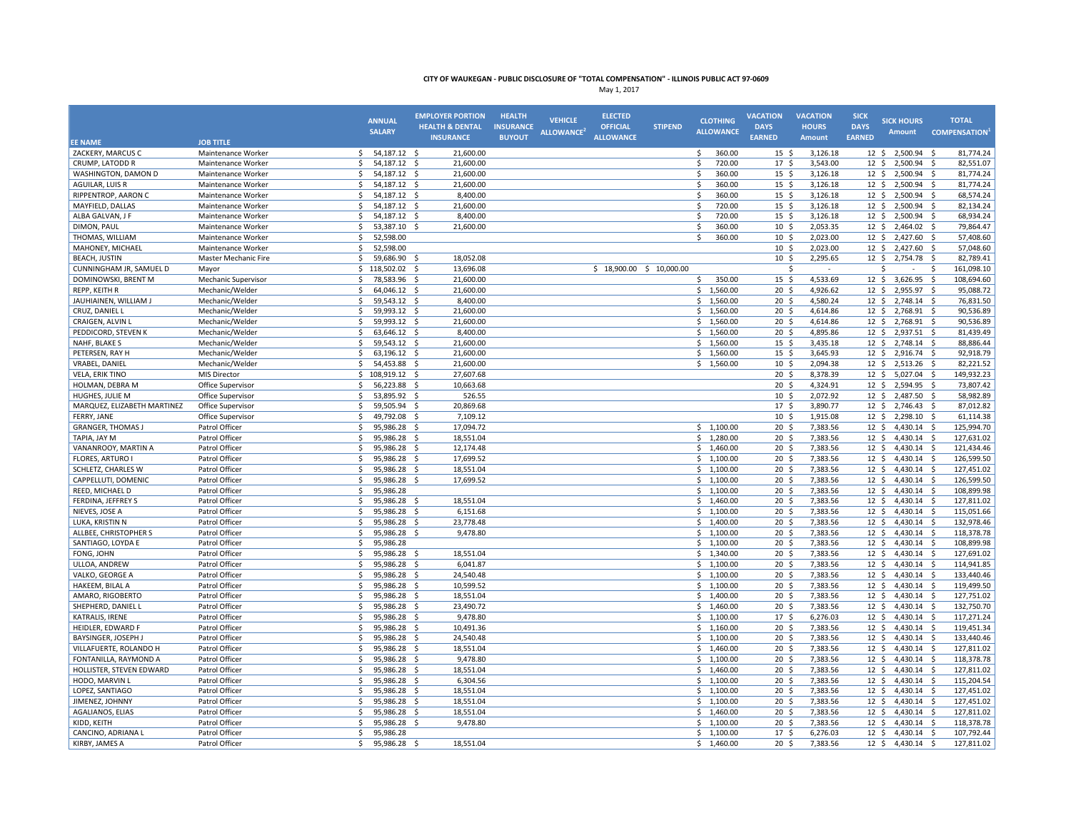**CITY OF WAUKEGAN - PUBLIC DISCLOSURE OF "TOTAL COMPENSATION" - ILLINOIS PUBLIC ACT 97-0609**

May 1, 2017

| EE NAME | JOB TITLE | ANNUAL SALARY | EMPLOYER PORTION HEALTH & DENTAL INSURANCE | HEALTH INSURANCE BUYOUT | VEHICLE ALLOWANCE[2] | ELECTED OFFICIAL ALLOWANCE | STIPEND | CLOTHING ALLOWANCE | VACATION DAYS EARNED | VACATION HOURS Amount | SICK DAYS EARNED | SICK HOURS Amount | TOTAL COMPENSATION[1] |
|---|---|---|---|---|---|---|---|---|---|---|---|---|---|
| ZACKERY, MARCUS C | Maintenance Worker | $ 54,187.12 | $ 21,600.00 | | | | | $ 360.00 | 15 | $ 3,126.18 | 12 | $ 2,500.94 | $ 81,774.24 |
| CRUMP, LATODD R | Maintenance Worker | $ 54,187.12 | $ 21,600.00 | | | | | $ 720.00 | 17 | $ 3,543.00 | 12 | $ 2,500.94 | $ 82,551.07 |
| WASHINGTON, DAMON D | Maintenance Worker | $ 54,187.12 | $ 21,600.00 | | | | | $ 360.00 | 15 | $ 3,126.18 | 12 | $ 2,500.94 | $ 81,774.24 |
| AGUILAR, LUIS R | Maintenance Worker | $ 54,187.12 | $ 21,600.00 | | | | | $ 360.00 | 15 | $ 3,126.18 | 12 | $ 2,500.94 | $ 81,774.24 |
| RIPPENTROP, AARON C | Maintenance Worker | $ 54,187.12 | $ 8,400.00 | | | | | $ 360.00 | 15 | $ 3,126.18 | 12 | $ 2,500.94 | $ 68,574.24 |
| MAYFIELD, DALLAS | Maintenance Worker | $ 54,187.12 | $ 21,600.00 | | | | | $ 720.00 | 15 | $ 3,126.18 | 12 | $ 2,500.94 | $ 82,134.24 |
| ALBA GALVAN, J F | Maintenance Worker | $ 54,187.12 | $ 8,400.00 | | | | | $ 720.00 | 15 | $ 3,126.18 | 12 | $ 2,500.94 | $ 68,934.24 |
| DIMON, PAUL | Maintenance Worker | $ 53,387.10 | $ 21,600.00 | | | | | $ 360.00 | 10 | $ 2,053.35 | 12 | $ 2,464.02 | $ 79,864.47 |
| THOMAS, WILLIAM | Maintenance Worker | $ 52,598.00 | | | | | | $ 360.00 | 10 | $ 2,023.00 | 12 | $ 2,427.60 | $ 57,408.60 |
| MAHONEY, MICHAEL | Maintenance Worker | $ 52,598.00 | | | | | | | 10 | $ 2,023.00 | 12 | $ 2,427.60 | $ 57,048.60 |
| BEACH, JUSTIN | Master Mechanic Fire | $ 59,686.90 | $ 18,052.08 | | | | | | 10 | $ 2,295.65 | 12 | $ 2,754.78 | $ 82,789.41 |
| CUNNINGHAM JR, SAMUEL D | Mayor | $ 118,502.02 | $ 13,696.08 | | | $ 18,900.00 | $ 10,000.00 | | | $ - | | $ - | $ 161,098.10 |
| DOMINOWSKI, BRENT M | Mechanic Supervisor | $ 78,583.96 | $ 21,600.00 | | | | | $ 350.00 | 15 | $ 4,533.69 | 12 | $ 3,626.95 | $ 108,694.60 |
| REPP, KEITH R | Mechanic/Welder | $ 64,046.12 | $ 21,600.00 | | | | | $ 1,560.00 | 20 | $ 4,926.62 | 12 | $ 2,955.97 | $ 95,088.72 |
| JAUHIAINEN, WILLIAM J | Mechanic/Welder | $ 59,543.12 | $ 8,400.00 | | | | | $ 1,560.00 | 20 | $ 4,580.24 | 12 | $ 2,748.14 | $ 76,831.50 |
| CRUZ, DANIEL L | Mechanic/Welder | $ 59,993.12 | $ 21,600.00 | | | | | $ 1,560.00 | 20 | $ 4,614.86 | 12 | $ 2,768.91 | $ 90,536.89 |
| CRAIGEN, ALVIN L | Mechanic/Welder | $ 59,993.12 | $ 21,600.00 | | | | | $ 1,560.00 | 20 | $ 4,614.86 | 12 | $ 2,768.91 | $ 90,536.89 |
| PEDDICORD, STEVEN K | Mechanic/Welder | $ 63,646.12 | $ 8,400.00 | | | | | $ 1,560.00 | 20 | $ 4,895.86 | 12 | $ 2,937.51 | $ 81,439.49 |
| NAHF, BLAKE S | Mechanic/Welder | $ 59,543.12 | $ 21,600.00 | | | | | $ 1,560.00 | 15 | $ 3,435.18 | 12 | $ 2,748.14 | $ 88,886.44 |
| PETERSEN, RAY H | Mechanic/Welder | $ 63,196.12 | $ 21,600.00 | | | | | $ 1,560.00 | 15 | $ 3,645.93 | 12 | $ 2,916.74 | $ 92,918.79 |
| VRABEL, DANIEL | Mechanic/Welder | $ 54,453.88 | $ 21,600.00 | | | | | $ 1,560.00 | 10 | $ 2,094.38 | 12 | $ 2,513.26 | $ 82,221.52 |
| VELA, ERIK TINO | MIS Director | $ 108,919.12 | $ 27,607.68 | | | | | | 20 | $ 8,378.39 | 12 | $ 5,027.04 | $ 149,932.23 |
| HOLMAN, DEBRA M | Office Supervisor | $ 56,223.88 | $ 10,663.68 | | | | | | 20 | $ 4,324.91 | 12 | $ 2,594.95 | $ 73,807.42 |
| HUGHES, JULIE M | Office Supervisor | $ 53,895.92 | $ 526.55 | | | | | | 10 | $ 2,072.92 | 12 | $ 2,487.50 | $ 58,982.89 |
| MARQUEZ, ELIZABETH MARTINEZ | Office Supervisor | $ 59,505.94 | $ 20,869.68 | | | | | | 17 | $ 3,890.77 | 12 | $ 2,746.43 | $ 87,012.82 |
| FERRY, JANE | Office Supervisor | $ 49,792.08 | $ 7,109.12 | | | | | | 10 | $ 1,915.08 | 12 | $ 2,298.10 | $ 61,114.38 |
| GRANGER, THOMAS J | Patrol Officer | $ 95,986.28 | $ 17,094.72 | | | | | $ 1,100.00 | 20 | $ 7,383.56 | 12 | $ 4,430.14 | $ 125,994.70 |
| TAPIA, JAY M | Patrol Officer | $ 95,986.28 | $ 18,551.04 | | | | | $ 1,280.00 | 20 | $ 7,383.56 | 12 | $ 4,430.14 | $ 127,631.02 |
| VANANROOY, MARTIN A | Patrol Officer | $ 95,986.28 | $ 12,174.48 | | | | | $ 1,460.00 | 20 | $ 7,383.56 | 12 | $ 4,430.14 | $ 121,434.46 |
| FLORES, ARTURO I | Patrol Officer | $ 95,986.28 | $ 17,699.52 | | | | | $ 1,100.00 | 20 | $ 7,383.56 | 12 | $ 4,430.14 | $ 126,599.50 |
| SCHLETZ, CHARLES W | Patrol Officer | $ 95,986.28 | $ 18,551.04 | | | | | $ 1,100.00 | 20 | $ 7,383.56 | 12 | $ 4,430.14 | $ 127,451.02 |
| CAPPELLUTI, DOMENIC | Patrol Officer | $ 95,986.28 | $ 17,699.52 | | | | | $ 1,100.00 | 20 | $ 7,383.56 | 12 | $ 4,430.14 | $ 126,599.50 |
| REED, MICHAEL D | Patrol Officer | $ 95,986.28 | | | | | | $ 1,100.00 | 20 | $ 7,383.56 | 12 | $ 4,430.14 | $ 108,899.98 |
| FERDINA, JEFFREY S | Patrol Officer | $ 95,986.28 | $ 18,551.04 | | | | | $ 1,460.00 | 20 | $ 7,383.56 | 12 | $ 4,430.14 | $ 127,811.02 |
| NIEVES, JOSE A | Patrol Officer | $ 95,986.28 | $ 6,151.68 | | | | | $ 1,100.00 | 20 | $ 7,383.56 | 12 | $ 4,430.14 | $ 115,051.66 |
| LUKA, KRISTIN N | Patrol Officer | $ 95,986.28 | $ 23,778.48 | | | | | $ 1,400.00 | 20 | $ 7,383.56 | 12 | $ 4,430.14 | $ 132,978.46 |
| ALLBEE, CHRISTOPHER S | Patrol Officer | $ 95,986.28 | $ 9,478.80 | | | | | $ 1,100.00 | 20 | $ 7,383.56 | 12 | $ 4,430.14 | $ 118,378.78 |
| SANTIAGO, LOYDA E | Patrol Officer | $ 95,986.28 | | | | | | $ 1,100.00 | 20 | $ 7,383.56 | 12 | $ 4,430.14 | $ 108,899.98 |
| FONG, JOHN | Patrol Officer | $ 95,986.28 | $ 18,551.04 | | | | | $ 1,340.00 | 20 | $ 7,383.56 | 12 | $ 4,430.14 | $ 127,691.02 |
| ULLOA, ANDREW | Patrol Officer | $ 95,986.28 | $ 6,041.87 | | | | | $ 1,100.00 | 20 | $ 7,383.56 | 12 | $ 4,430.14 | $ 114,941.85 |
| VALKO, GEORGE A | Patrol Officer | $ 95,986.28 | $ 24,540.48 | | | | | $ 1,100.00 | 20 | $ 7,383.56 | 12 | $ 4,430.14 | $ 133,440.46 |
| HAKEEM, BILAL A | Patrol Officer | $ 95,986.28 | $ 10,599.52 | | | | | $ 1,100.00 | 20 | $ 7,383.56 | 12 | $ 4,430.14 | $ 119,499.50 |
| AMARO, RIGOBERTO | Patrol Officer | $ 95,986.28 | $ 18,551.04 | | | | | $ 1,400.00 | 20 | $ 7,383.56 | 12 | $ 4,430.14 | $ 127,751.02 |
| SHEPHERD, DANIEL L | Patrol Officer | $ 95,986.28 | $ 23,490.72 | | | | | $ 1,460.00 | 20 | $ 7,383.56 | 12 | $ 4,430.14 | $ 132,750.70 |
| KATRALIS, IRENE | Patrol Officer | $ 95,986.28 | $ 9,478.80 | | | | | $ 1,100.00 | 17 | $ 6,276.03 | 12 | $ 4,430.14 | $ 117,271.24 |
| HEIDLER, EDWARD F | Patrol Officer | $ 95,986.28 | $ 10,491.36 | | | | | $ 1,160.00 | 20 | $ 7,383.56 | 12 | $ 4,430.14 | $ 119,451.34 |
| BAYSINGER, JOSEPH J | Patrol Officer | $ 95,986.28 | $ 24,540.48 | | | | | $ 1,100.00 | 20 | $ 7,383.56 | 12 | $ 4,430.14 | $ 133,440.46 |
| VILLAFUERTE, ROLANDO H | Patrol Officer | $ 95,986.28 | $ 18,551.04 | | | | | $ 1,460.00 | 20 | $ 7,383.56 | 12 | $ 4,430.14 | $ 127,811.02 |
| FONTANILLA, RAYMOND A | Patrol Officer | $ 95,986.28 | $ 9,478.80 | | | | | $ 1,100.00 | 20 | $ 7,383.56 | 12 | $ 4,430.14 | $ 118,378.78 |
| HOLLISTER, STEVEN EDWARD | Patrol Officer | $ 95,986.28 | $ 18,551.04 | | | | | $ 1,460.00 | 20 | $ 7,383.56 | 12 | $ 4,430.14 | $ 127,811.02 |
| HODO, MARVIN L | Patrol Officer | $ 95,986.28 | $ 6,304.56 | | | | | $ 1,100.00 | 20 | $ 7,383.56 | 12 | $ 4,430.14 | $ 115,204.54 |
| LOPEZ, SANTIAGO | Patrol Officer | $ 95,986.28 | $ 18,551.04 | | | | | $ 1,100.00 | 20 | $ 7,383.56 | 12 | $ 4,430.14 | $ 127,451.02 |
| JIMENEZ, JOHNNY | Patrol Officer | $ 95,986.28 | $ 18,551.04 | | | | | $ 1,100.00 | 20 | $ 7,383.56 | 12 | $ 4,430.14 | $ 127,451.02 |
| AGALIANOS, ELIAS | Patrol Officer | $ 95,986.28 | $ 18,551.04 | | | | | $ 1,460.00 | 20 | $ 7,383.56 | 12 | $ 4,430.14 | $ 127,811.02 |
| KIDD, KEITH | Patrol Officer | $ 95,986.28 | $ 9,478.80 | | | | | $ 1,100.00 | 20 | $ 7,383.56 | 12 | $ 4,430.14 | $ 118,378.78 |
| CANCINO, ADRIANA L | Patrol Officer | $ 95,986.28 | | | | | | $ 1,100.00 | 17 | $ 6,276.03 | 12 | $ 4,430.14 | $ 107,792.44 |
| KIRBY, JAMES A | Patrol Officer | $ 95,986.28 | $ 18,551.04 | | | | | $ 1,460.00 | 20 | $ 7,383.56 | 12 | $ 4,430.14 | $ 127,811.02 |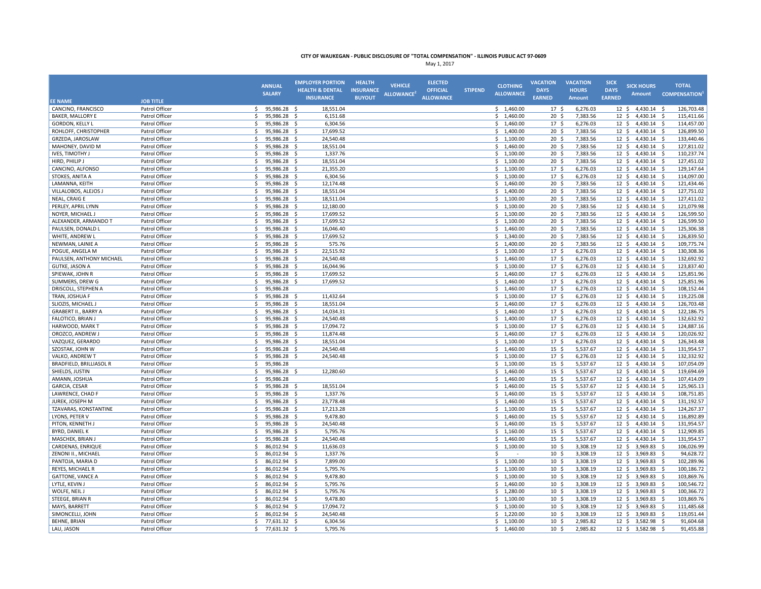**CITY OF WAUKEGAN - PUBLIC DISCLOSURE OF "TOTAL COMPENSATION" - ILLINOIS PUBLIC ACT 97-0609**

May 1, 2017

| EE NAME | JOB TITLE | ANNUAL SALARY | EMPLOYER PORTION HEALTH & DENTAL INSURANCE | HEALTH INSURANCE BUYOUT | VEHICLE ALLOWANCE[2] | ELECTED OFFICIAL ALLOWANCE | STIPEND | CLOTHING ALLOWANCE | VACATION DAYS EARNED | VACATION HOURS Amount | SICK DAYS EARNED | SICK HOURS Amount | TOTAL COMPENSATION[1] |
|---|---|---|---|---|---|---|---|---|---|---|---|---|---|
| CANCINO, FRANCISCO | Patrol Officer | $ 95,986.28 | $ 18,551.04 | | | | | $ 1,460.00 | 17 | $ 6,276.03 | 12 | $ 4,430.14 | $ 126,703.48 |
| BAKER, MALLORY E | Patrol Officer | $ 95,986.28 | $ 6,151.68 | | | | | $ 1,460.00 | 20 | $ 7,383.56 | 12 | $ 4,430.14 | $ 115,411.66 |
| GORDON, KELLY L | Patrol Officer | $ 95,986.28 | $ 6,304.56 | | | | | $ 1,460.00 | 17 | $ 6,276.03 | 12 | $ 4,430.14 | $ 114,457.00 |
| ROHLOFF, CHRISTOPHER | Patrol Officer | $ 95,986.28 | $ 17,699.52 | | | | | $ 1,400.00 | 20 | $ 7,383.56 | 12 | $ 4,430.14 | $ 126,899.50 |
| GRZEDA, JAROSLAW | Patrol Officer | $ 95,986.28 | $ 24,540.48 | | | | | $ 1,100.00 | 20 | $ 7,383.56 | 12 | $ 4,430.14 | $ 133,440.46 |
| MAHONEY, DAVID M | Patrol Officer | $ 95,986.28 | $ 18,551.04 | | | | | $ 1,460.00 | 20 | $ 7,383.56 | 12 | $ 4,430.14 | $ 127,811.02 |
| IVES, TIMOTHY J | Patrol Officer | $ 95,986.28 | $ 1,337.76 | | | | | $ 1,100.00 | 20 | $ 7,383.56 | 12 | $ 4,430.14 | $ 110,237.74 |
| HIRD, PHILIP J | Patrol Officer | $ 95,986.28 | $ 18,551.04 | | | | | $ 1,100.00 | 20 | $ 7,383.56 | 12 | $ 4,430.14 | $ 127,451.02 |
| CANCINO, ALFONSO | Patrol Officer | $ 95,986.28 | $ 21,355.20 | | | | | $ 1,100.00 | 17 | $ 6,276.03 | 12 | $ 4,430.14 | $ 129,147.64 |
| STOKES, ANITA A | Patrol Officer | $ 95,986.28 | $ 6,304.56 | | | | | $ 1,100.00 | 17 | $ 6,276.03 | 12 | $ 4,430.14 | $ 114,097.00 |
| LAMANNA, KEITH | Patrol Officer | $ 95,986.28 | $ 12,174.48 | | | | | $ 1,460.00 | 20 | $ 7,383.56 | 12 | $ 4,430.14 | $ 121,434.46 |
| VILLALOBOS, ALEJOS J | Patrol Officer | $ 95,986.28 | $ 18,551.04 | | | | | $ 1,400.00 | 20 | $ 7,383.56 | 12 | $ 4,430.14 | $ 127,751.02 |
| NEAL, CRAIG E | Patrol Officer | $ 95,986.28 | $ 18,511.04 | | | | | $ 1,100.00 | 20 | $ 7,383.56 | 12 | $ 4,430.14 | $ 127,411.02 |
| PERLEY, APRIL LYNN | Patrol Officer | $ 95,986.28 | $ 12,180.00 | | | | | $ 1,100.00 | 20 | $ 7,383.56 | 12 | $ 4,430.14 | $ 121,079.98 |
| NOYER, MICHAEL J | Patrol Officer | $ 95,986.28 | $ 17,699.52 | | | | | $ 1,100.00 | 20 | $ 7,383.56 | 12 | $ 4,430.14 | $ 126,599.50 |
| ALEXANDER, ARMANDO T | Patrol Officer | $ 95,986.28 | $ 17,699.52 | | | | | $ 1,100.00 | 20 | $ 7,383.56 | 12 | $ 4,430.14 | $ 126,599.50 |
| PAULSEN, DONALD L | Patrol Officer | $ 95,986.28 | $ 16,046.40 | | | | | $ 1,460.00 | 20 | $ 7,383.56 | 12 | $ 4,430.14 | $ 125,306.38 |
| WHITE, ANDREW L | Patrol Officer | $ 95,986.28 | $ 17,699.52 | | | | | $ 1,340.00 | 20 | $ 7,383.56 | 12 | $ 4,430.14 | $ 126,839.50 |
| NEWMAN, LAINIE A | Patrol Officer | $ 95,986.28 | $ 575.76 | | | | | $ 1,400.00 | 20 | $ 7,383.56 | 12 | $ 4,430.14 | $ 109,775.74 |
| POGUE, ANGELA M | Patrol Officer | $ 95,986.28 | $ 22,515.92 | | | | | $ 1,100.00 | 17 | $ 6,276.03 | 12 | $ 4,430.14 | $ 130,308.36 |
| PAULSEN, ANTHONY MICHAEL | Patrol Officer | $ 95,986.28 | $ 24,540.48 | | | | | $ 1,460.00 | 17 | $ 6,276.03 | 12 | $ 4,430.14 | $ 132,692.92 |
| GUTKE, JASON A | Patrol Officer | $ 95,986.28 | $ 16,044.96 | | | | | $ 1,100.00 | 17 | $ 6,276.03 | 12 | $ 4,430.14 | $ 123,837.40 |
| SPIEWAK, JOHN R | Patrol Officer | $ 95,986.28 | $ 17,699.52 | | | | | $ 1,460.00 | 17 | $ 6,276.03 | 12 | $ 4,430.14 | $ 125,851.96 |
| SUMMERS, DREW G | Patrol Officer | $ 95,986.28 | $ 17,699.52 | | | | | $ 1,460.00 | 17 | $ 6,276.03 | 12 | $ 4,430.14 | $ 125,851.96 |
| DRISCOLL, STEPHEN A | Patrol Officer | $ 95,986.28 | | | | | | $ 1,460.00 | 17 | $ 6,276.03 | 12 | $ 4,430.14 | $ 108,152.44 |
| TRAN, JOSHUA F | Patrol Officer | $ 95,986.28 | $ 11,432.64 | | | | | $ 1,100.00 | 17 | $ 6,276.03 | 12 | $ 4,430.14 | $ 119,225.08 |
| SLIOZIS, MICHAEL J | Patrol Officer | $ 95,986.28 | $ 18,551.04 | | | | | $ 1,460.00 | 17 | $ 6,276.03 | 12 | $ 4,430.14 | $ 126,703.48 |
| GRABERT II., BARRY A | Patrol Officer | $ 95,986.28 | $ 14,034.31 | | | | | $ 1,460.00 | 17 | $ 6,276.03 | 12 | $ 4,430.14 | $ 122,186.75 |
| FALOTICO, BRIAN J | Patrol Officer | $ 95,986.28 | $ 24,540.48 | | | | | $ 1,400.00 | 17 | $ 6,276.03 | 12 | $ 4,430.14 | $ 132,632.92 |
| HARWOOD, MARK T | Patrol Officer | $ 95,986.28 | $ 17,094.72 | | | | | $ 1,100.00 | 17 | $ 6,276.03 | 12 | $ 4,430.14 | $ 124,887.16 |
| OROZCO, ANDREW J | Patrol Officer | $ 95,986.28 | $ 11,874.48 | | | | | $ 1,460.00 | 17 | $ 6,276.03 | 12 | $ 4,430.14 | $ 120,026.92 |
| VAZQUEZ, GERARDO | Patrol Officer | $ 95,986.28 | $ 18,551.04 | | | | | $ 1,100.00 | 17 | $ 6,276.03 | 12 | $ 4,430.14 | $ 126,343.48 |
| SZOSTAK, JOHN W | Patrol Officer | $ 95,986.28 | $ 24,540.48 | | | | | $ 1,460.00 | 15 | $ 5,537.67 | 12 | $ 4,430.14 | $ 131,954.57 |
| VALKO, ANDREW T | Patrol Officer | $ 95,986.28 | $ 24,540.48 | | | | | $ 1,100.00 | 17 | $ 6,276.03 | 12 | $ 4,430.14 | $ 132,332.92 |
| BRADFIELD, BRILLIASOL R | Patrol Officer | $ 95,986.28 | | | | | | $ 1,100.00 | 15 | $ 5,537.67 | 12 | $ 4,430.14 | $ 107,054.09 |
| SHIELDS, JUSTIN | Patrol Officer | $ 95,986.28 | $ 12,280.60 | | | | | $ 1,460.00 | 15 | $ 5,537.67 | 12 | $ 4,430.14 | $ 119,694.69 |
| AMANN, JOSHUA | Patrol Officer | $ 95,986.28 | | | | | | $ 1,460.00 | 15 | $ 5,537.67 | 12 | $ 4,430.14 | $ 107,414.09 |
| GARCIA, CESAR | Patrol Officer | $ 95,986.28 | $ 18,551.04 | | | | | $ 1,460.00 | 15 | $ 5,537.67 | 12 | $ 4,430.14 | $ 125,965.13 |
| LAWRENCE, CHAD F | Patrol Officer | $ 95,986.28 | $ 1,337.76 | | | | | $ 1,460.00 | 15 | $ 5,537.67 | 12 | $ 4,430.14 | $ 108,751.85 |
| JUREK, JOSEPH M | Patrol Officer | $ 95,986.28 | $ 23,778.48 | | | | | $ 1,460.00 | 15 | $ 5,537.67 | 12 | $ 4,430.14 | $ 131,192.57 |
| TZAVARAS, KONSTANTINE | Patrol Officer | $ 95,986.28 | $ 17,213.28 | | | | | $ 1,100.00 | 15 | $ 5,537.67 | 12 | $ 4,430.14 | $ 124,267.37 |
| LYONS, PETER V | Patrol Officer | $ 95,986.28 | $ 9,478.80 | | | | | $ 1,460.00 | 15 | $ 5,537.67 | 12 | $ 4,430.14 | $ 116,892.89 |
| PITON, KENNETH J | Patrol Officer | $ 95,986.28 | $ 24,540.48 | | | | | $ 1,460.00 | 15 | $ 5,537.67 | 12 | $ 4,430.14 | $ 131,954.57 |
| BYRD, DANIEL K | Patrol Officer | $ 95,986.28 | $ 5,795.76 | | | | | $ 1,160.00 | 15 | $ 5,537.67 | 12 | $ 4,430.14 | $ 112,909.85 |
| MASCHEK, BRIAN J | Patrol Officer | $ 95,986.28 | $ 24,540.48 | | | | | $ 1,460.00 | 15 | $ 5,537.67 | 12 | $ 4,430.14 | $ 131,954.57 |
| CARDENAS, ENRIQUE | Patrol Officer | $ 86,012.94 | $ 11,636.03 | | | | | $ 1,100.00 | 10 | $ 3,308.19 | 12 | $ 3,969.83 | $ 106,026.99 |
| ZENONI II., MICHAEL | Patrol Officer | $ 86,012.94 | $ 1,337.76 | | | | | $ - | 10 | $ 3,308.19 | 12 | $ 3,969.83 | $ 94,628.72 |
| PANTOJA, MARIA D | Patrol Officer | $ 86,012.94 | $ 7,899.00 | | | | | $ 1,100.00 | 10 | $ 3,308.19 | 12 | $ 3,969.83 | $ 102,289.96 |
| REYES, MICHAEL R | Patrol Officer | $ 86,012.94 | $ 5,795.76 | | | | | $ 1,100.00 | 10 | $ 3,308.19 | 12 | $ 3,969.83 | $ 100,186.72 |
| GATTONE, VANCE A | Patrol Officer | $ 86,012.94 | $ 9,478.80 | | | | | $ 1,100.00 | 10 | $ 3,308.19 | 12 | $ 3,969.83 | $ 103,869.76 |
| LYTLE, KEVIN J | Patrol Officer | $ 86,012.94 | $ 5,795.76 | | | | | $ 1,460.00 | 10 | $ 3,308.19 | 12 | $ 3,969.83 | $ 100,546.72 |
| WOLFE, NEIL J | Patrol Officer | $ 86,012.94 | $ 5,795.76 | | | | | $ 1,280.00 | 10 | $ 3,308.19 | 12 | $ 3,969.83 | $ 100,366.72 |
| STEEGE, BRIAN R | Patrol Officer | $ 86,012.94 | $ 9,478.80 | | | | | $ 1,100.00 | 10 | $ 3,308.19 | 12 | $ 3,969.83 | $ 103,869.76 |
| MAYS, BARRETT | Patrol Officer | $ 86,012.94 | $ 17,094.72 | | | | | $ 1,100.00 | 10 | $ 3,308.19 | 12 | $ 3,969.83 | $ 111,485.68 |
| SIMONCELLI, JOHN | Patrol Officer | $ 86,012.94 | $ 24,540.48 | | | | | $ 1,220.00 | 10 | $ 3,308.19 | 12 | $ 3,969.83 | $ 119,051.44 |
| BEHNE, BRIAN | Patrol Officer | $ 77,631.32 | $ 6,304.56 | | | | | $ 1,100.00 | 10 | $ 2,985.82 | 12 | $ 3,582.98 | $ 91,604.68 |
| LAU, JASON | Patrol Officer | $ 77,631.32 | $ 5,795.76 | | | | | $ 1,460.00 | 10 | $ 2,985.82 | 12 | $ 3,582.98 | $ 91,455.88 |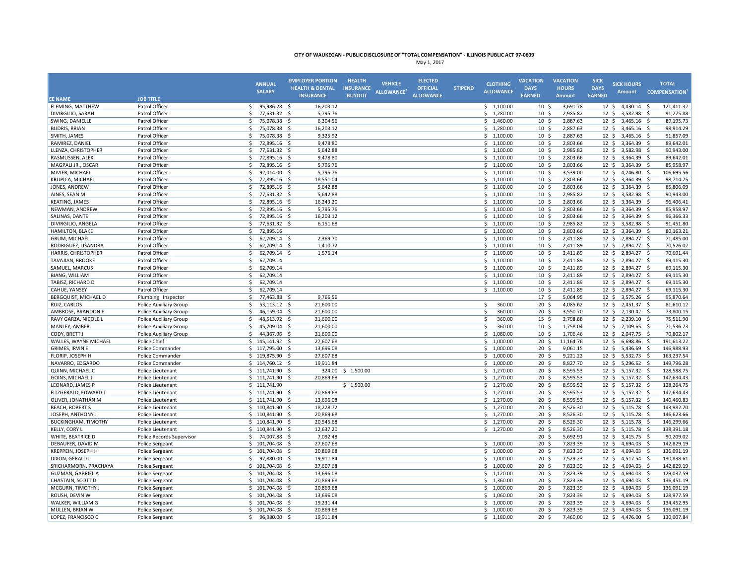**CITY OF WAUKEGAN - PUBLIC DISCLOSURE OF "TOTAL COMPENSATION" - ILLINOIS PUBLIC ACT 97-0609**

May 1, 2017

| EE NAME | JOB TITLE | ANNUAL SALARY | EMPLOYER PORTION HEALTH & DENTAL INSURANCE | HEALTH INSURANCE BUYOUT | VEHICLE ALLOWANCE[2] | ELECTED OFFICIAL ALLOWANCE | STIPEND | CLOTHING ALLOWANCE | VACATION DAYS EARNED | VACATION HOURS Amount | SICK DAYS EARNED | SICK HOURS Amount | TOTAL COMPENSATION[1] |
|---|---|---|---|---|---|---|---|---|---|---|---|---|---|
| FLEMING, MATTHEW | Patrol Officer | $ 95,986.28 | $ 16,203.12 | | | | | $ 1,100.00 | 10 | $ 3,691.78 | 12 | $ 4,430.14 | $ 121,411.32 |
| DIVIRGILIO, SARAH | Patrol Officer | $ 77,631.32 | $ 5,795.76 | | | | | $ 1,280.00 | 10 | $ 2,985.82 | 12 | $ 3,582.98 | $ 91,275.88 |
| SWING, DANIELLE | Patrol Officer | $ 75,078.38 | $ 6,304.56 | | | | | $ 1,460.00 | 10 | $ 2,887.63 | 12 | $ 3,465.16 | $ 89,195.73 |
| BUDRIS, BRIAN | Patrol Officer | $ 75,078.38 | $ 16,203.12 | | | | | $ 1,280.00 | 10 | $ 2,887.63 | 12 | $ 3,465.16 | $ 98,914.29 |
| SMITH, JAMES | Patrol Officer | $ 75,078.38 | $ 9,325.92 | | | | | $ 1,100.00 | 10 | $ 2,887.63 | 12 | $ 3,465.16 | $ 91,857.09 |
| RAMIREZ, DANIEL | Patrol Officer | $ 72,895.16 | $ 9,478.80 | | | | | $ 1,100.00 | 10 | $ 2,803.66 | 12 | $ 3,364.39 | $ 89,642.01 |
| LLENZA, CHRISTOPHER | Patrol Officer | $ 77,631.32 | $ 5,642.88 | | | | | $ 1,100.00 | 10 | $ 2,985.82 | 12 | $ 3,582.98 | $ 90,943.00 |
| RASMUSSEN, ALEX | Patrol Officer | $ 72,895.16 | $ 9,478.80 | | | | | $ 1,100.00 | 10 | $ 2,803.66 | 12 | $ 3,364.39 | $ 89,642.01 |
| MAGPALI JR., OSCAR | Patrol Officer | $ 72,895.16 | $ 5,795.76 | | | | | $ 1,100.00 | 10 | $ 2,803.66 | 12 | $ 3,364.39 | $ 85,958.97 |
| MAYER, MICHAEL | Patrol Officer | $ 92,014.00 | $ 5,795.76 | | | | | $ 1,100.00 | 10 | $ 3,539.00 | 12 | $ 4,246.80 | $ 106,695.56 |
| KRUPICA, MICHAEL | Patrol Officer | $ 72,895.16 | $ 18,551.04 | | | | | $ 1,100.00 | 10 | $ 2,803.66 | 12 | $ 3,364.39 | $ 98,714.25 |
| JONES, ANDREW | Patrol Officer | $ 72,895.16 | $ 5,642.88 | | | | | $ 1,100.00 | 10 | $ 2,803.66 | 12 | $ 3,364.39 | $ 85,806.09 |
| AINES, SEAN M | Patrol Officer | $ 77,631.32 | $ 5,642.88 | | | | | $ 1,100.00 | 10 | $ 2,985.82 | 12 | $ 3,582.98 | $ 90,943.00 |
| KEATING, JAMES | Patrol Officer | $ 72,895.16 | $ 16,243.20 | | | | | $ 1,100.00 | 10 | $ 2,803.66 | 12 | $ 3,364.39 | $ 96,406.41 |
| NEWMAN, ANDREW | Patrol Officer | $ 72,895.16 | $ 5,795.76 | | | | | $ 1,100.00 | 10 | $ 2,803.66 | 12 | $ 3,364.39 | $ 85,958.97 |
| SALINAS, DANTE | Patrol Officer | $ 72,895.16 | $ 16,203.12 | | | | | $ 1,100.00 | 10 | $ 2,803.66 | 12 | $ 3,364.39 | $ 96,366.33 |
| DIVIRGILIO, ANGELA | Patrol Officer | $ 77,631.32 | $ 6,151.68 | | | | | $ 1,100.00 | 10 | $ 2,985.82 | 12 | $ 3,582.98 | $ 91,451.80 |
| HAMILTON, BLAKE | Patrol Officer | $ 72,895.16 | | | | | | $ 1,100.00 | 10 | $ 2,803.66 | 12 | $ 3,364.39 | $ 80,163.21 |
| GRUM, MICHAEL | Patrol Officer | $ 62,709.14 | $ 2,369.70 | | | | | $ 1,100.00 | 10 | $ 2,411.89 | 12 | $ 2,894.27 | $ 71,485.00 |
| RODRIGUEZ, LISANDRA | Patrol Officer | $ 62,709.14 | $ 1,410.72 | | | | | $ 1,100.00 | 10 | $ 2,411.89 | 12 | $ 2,894.27 | $ 70,526.02 |
| HARRIS, CHRISTOPHER | Patrol Officer | $ 62,709.14 | $ 1,576.14 | | | | | $ 1,100.00 | 10 | $ 2,411.89 | 12 | $ 2,894.27 | $ 70,691.44 |
| TAVAJIAN, BROOKE | Patrol Officer | $ 62,709.14 | | | | | | $ 1,100.00 | 10 | $ 2,411.89 | 12 | $ 2,894.27 | $ 69,115.30 |
| SAMUEL, MARCUS | Patrol Officer | $ 62,709.14 | | | | | | $ 1,100.00 | 10 | $ 2,411.89 | 12 | $ 2,894.27 | $ 69,115.30 |
| BIANG, WILLIAM | Patrol Officer | $ 62,709.14 | | | | | | $ 1,100.00 | 10 | $ 2,411.89 | 12 | $ 2,894.27 | $ 69,115.30 |
| TABISZ, RICHARD D | Patrol Officer | $ 62,709.14 | | | | | | $ 1,100.00 | 10 | $ 2,411.89 | 12 | $ 2,894.27 | $ 69,115.30 |
| CAHUE, YANSEY | Patrol Officer | $ 62,709.14 | | | | | | $ 1,100.00 | 10 | $ 2,411.89 | 12 | $ 2,894.27 | $ 69,115.30 |
| BERGQUIST, MICHAEL D | Plumbing Inspector | $ 77,463.88 | $ 9,766.56 | | | | | | 17 | $ 5,064.95 | 12 | $ 3,575.26 | $ 95,870.64 |
| RUIZ, CARLOS | Police Auxiliary Group | $ 53,113.12 | $ 21,600.00 | | | | | $ 360.00 | 20 | $ 4,085.62 | 12 | $ 2,451.37 | $ 81,610.12 |
| AMBROSE, BRANDON E | Police Auxiliary Group | $ 46,159.04 | $ 21,600.00 | | | | | $ 360.00 | 20 | $ 3,550.70 | 12 | $ 2,130.42 | $ 73,800.15 |
| RAVY GARZA, NICOLE L | Police Auxiliary Group | $ 48,513.92 | $ 21,600.00 | | | | | $ 360.00 | 15 | $ 2,798.88 | 12 | $ 2,239.10 | $ 75,511.90 |
| MANLEY, AMBER | Police Auxiliary Group | $ 45,709.04 | $ 21,600.00 | | | | | $ 360.00 | 10 | $ 1,758.04 | 12 | $ 2,109.65 | $ 71,536.73 |
| CODY, BRETT J | Police Auxiliary Group | $ 44,367.96 | $ 21,600.00 | | | | | $ 1,080.00 | 10 | $ 1,706.46 | 12 | $ 2,047.75 | $ 70,802.17 |
| WALLES, WAYNE MICHAEL | Police Chief | $ 145,141.92 | $ 27,607.68 | | | | | $ 1,000.00 | 20 | $ 11,164.76 | 12 | $ 6,698.86 | $ 191,613.22 |
| GRIMES, IRVIN E | Police Commander | $ 117,795.00 | $ 13,696.08 | | | | | $ 1,000.00 | 20 | $ 9,061.15 | 12 | $ 5,436.69 | $ 146,988.93 |
| FLORIP, JOSEPH H | Police Commander | $ 119,875.90 | $ 27,607.68 | | | | | $ 1,000.00 | 20 | $ 9,221.22 | 12 | $ 5,532.73 | $ 163,237.54 |
| NAVARRO, EDGARDO | Police Commander | $ 114,760.12 | $ 19,911.84 | | | | | $ 1,000.00 | 20 | $ 8,827.70 | 12 | $ 5,296.62 | $ 149,796.28 |
| QUINN, MICHAEL C | Police Lieutenant | $ 111,741.90 | $ 324.00 | $ 1,500.00 | | | | $ 1,270.00 | 20 | $ 8,595.53 | 12 | $ 5,157.32 | $ 128,588.75 |
| GOINS, MICHAEL J | Police Lieutenant | $ 111,741.90 | $ 20,869.68 | | | | | $ 1,270.00 | 20 | $ 8,595.53 | 12 | $ 5,157.32 | $ 147,634.43 |
| LEONARD, JAMES P | Police Lieutenant | $ 111,741.90 | | $ 1,500.00 | | | | $ 1,270.00 | 20 | $ 8,595.53 | 12 | $ 5,157.32 | $ 128,264.75 |
| FITZGERALD, EDWARD T | Police Lieutenant | $ 111,741.90 | $ 20,869.68 | | | | | $ 1,270.00 | 20 | $ 8,595.53 | 12 | $ 5,157.32 | $ 147,634.43 |
| OLIVER, JONATHAN M | Police Lieutenant | $ 111,741.90 | $ 13,696.08 | | | | | $ 1,270.00 | 20 | $ 8,595.53 | 12 | $ 5,157.32 | $ 140,460.83 |
| BEACH, ROBERT S | Police Lieutenant | $ 110,841.90 | $ 18,228.72 | | | | | $ 1,270.00 | 20 | $ 8,526.30 | 12 | $ 5,115.78 | $ 143,982.70 |
| JOSEPH, ANTHONY J | Police Lieutenant | $ 110,841.90 | $ 20,869.68 | | | | | $ 1,270.00 | 20 | $ 8,526.30 | 12 | $ 5,115.78 | $ 146,623.66 |
| BUCKINGHAM, TIMOTHY | Police Lieutenant | $ 110,841.90 | $ 20,545.68 | | | | | $ 1,270.00 | 20 | $ 8,526.30 | 12 | $ 5,115.78 | $ 146,299.66 |
| KELLY, CORY L | Police Lieutenant | $ 110,841.90 | $ 12,637.20 | | | | | $ 1,270.00 | 20 | $ 8,526.30 | 12 | $ 5,115.78 | $ 138,391.18 |
| WHITE, BEATRICE D | Police Records Supervisor | $ 74,007.88 | $ 7,092.48 | | | | | | 20 | $ 5,692.91 | 12 | $ 3,415.75 | $ 90,209.02 |
| DEBAUFER, DAVID M | Police Sergeant | $ 101,704.08 | $ 27,607.68 | | | | | $ 1,000.00 | 20 | $ 7,823.39 | 12 | $ 4,694.03 | $ 142,829.19 |
| KREPPEIN, JOSEPH H | Police Sergeant | $ 101,704.08 | $ 20,869.68 | | | | | $ 1,000.00 | 20 | $ 7,823.39 | 12 | $ 4,694.03 | $ 136,091.19 |
| DIXON, GERALD L | Police Sergeant | $ 97,880.00 | $ 19,911.84 | | | | | $ 1,000.00 | 20 | $ 7,529.23 | 12 | $ 4,517.54 | $ 130,838.61 |
| SRICHARMORN, PRACHAYA | Police Sergeant | $ 101,704.08 | $ 27,607.68 | | | | | $ 1,000.00 | 20 | $ 7,823.39 | 12 | $ 4,694.03 | $ 142,829.19 |
| GUZMAN, GABRIEL A | Police Sergeant | $ 101,704.08 | $ 13,696.08 | | | | | $ 1,120.00 | 20 | $ 7,823.39 | 12 | $ 4,694.03 | $ 129,037.59 |
| CHASTAIN, SCOTT D | Police Sergeant | $ 101,704.08 | $ 20,869.68 | | | | | $ 1,360.00 | 20 | $ 7,823.39 | 12 | $ 4,694.03 | $ 136,451.19 |
| MCGURN, TIMOTHY J | Police Sergeant | $ 101,704.08 | $ 20,869.68 | | | | | $ 1,000.00 | 20 | $ 7,823.39 | 12 | $ 4,694.03 | $ 136,091.19 |
| ROUSH, DEVIN W | Police Sergeant | $ 101,704.08 | $ 13,696.08 | | | | | $ 1,060.00 | 20 | $ 7,823.39 | 12 | $ 4,694.03 | $ 128,977.59 |
| WALKER, WILLIAM G | Police Sergeant | $ 101,704.08 | $ 19,231.44 | | | | | $ 1,000.00 | 20 | $ 7,823.39 | 12 | $ 4,694.03 | $ 134,452.95 |
| MULLEN, BRIAN W | Police Sergeant | $ 101,704.08 | $ 20,869.68 | | | | | $ 1,000.00 | 20 | $ 7,823.39 | 12 | $ 4,694.03 | $ 136,091.19 |
| LOPEZ, FRANCISCO C | Police Sergeant | $ 96,980.00 | $ 19,911.84 | | | | | $ 1,180.00 | 20 | $ 7,460.00 | 12 | $ 4,476.00 | $ 130,007.84 |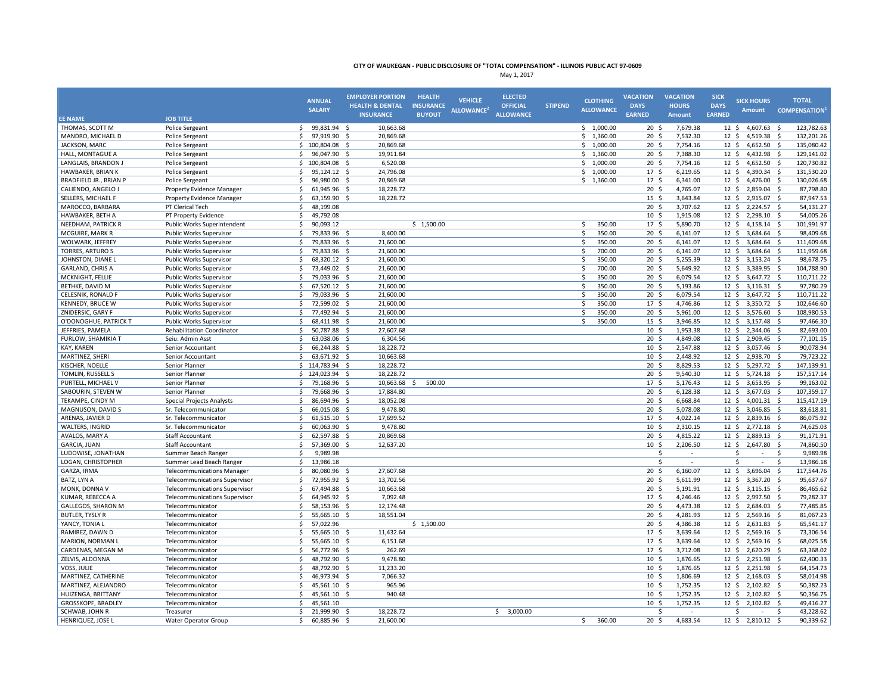**CITY OF WAUKEGAN - PUBLIC DISCLOSURE OF "TOTAL COMPENSATION" - ILLINOIS PUBLIC ACT 97-0609**

May 1, 2017

| EE NAME | JOB TITLE | ANNUAL SALARY | EMPLOYER PORTION HEALTH & DENTAL INSURANCE | HEALTH INSURANCE BUYOUT | VEHICLE ALLOWANCE[2] | ELECTED OFFICIAL ALLOWANCE | STIPEND | CLOTHING ALLOWANCE | VACATION DAYS EARNED | VACATION HOURS Amount | SICK DAYS EARNED | SICK HOURS Amount | TOTAL COMPENSATION[1] |
|---|---|---|---|---|---|---|---|---|---|---|---|---|---|
| THOMAS, SCOTT M | Police Sergeant | $ 99,831.94 | $ 10,663.68 | | | | | $ 1,000.00 | 20 | $ 7,679.38 | 12 | $ 4,607.63 | $ 123,782.63 |
| MANDRO, MICHAEL D | Police Sergeant | $ 97,919.90 | $ 20,869.68 | | | | | $ 1,360.00 | 20 | $ 7,532.30 | 12 | $ 4,519.38 | $ 132,201.26 |
| JACKSON, MARC | Police Sergeant | $ 100,804.08 | $ 20,869.68 | | | | | $ 1,000.00 | 20 | $ 7,754.16 | 12 | $ 4,652.50 | $ 135,080.42 |
| HALL, MONTAGUE A | Police Sergeant | $ 96,047.90 | $ 19,911.84 | | | | | $ 1,360.00 | 20 | $ 7,388.30 | 12 | $ 4,432.98 | $ 129,141.02 |
| LANGLAIS, BRANDON J | Police Sergeant | $ 100,804.08 | $ 6,520.08 | | | | | $ 1,000.00 | 20 | $ 7,754.16 | 12 | $ 4,652.50 | $ 120,730.82 |
| HAWBAKER, BRIAN K | Police Sergeant | $ 95,124.12 | $ 24,796.08 | | | | | $ 1,000.00 | 17 | $ 6,219.65 | 12 | $ 4,390.34 | $ 131,530.20 |
| BRADFIELD JR., BRIAN P | Police Sergeant | $ 96,980.00 | $ 20,869.68 | | | | | $ 1,360.00 | 17 | $ 6,341.00 | 12 | $ 4,476.00 | $ 130,026.68 |
| CALIENDO, ANGELO J | Property Evidence Manager | $ 61,945.96 | $ 18,228.72 | | | | | | 20 | $ 4,765.07 | 12 | $ 2,859.04 | $ 87,798.80 |
| SELLERS, MICHAEL F | Property Evidence Manager | $ 63,159.90 | $ 18,228.72 | | | | | | 15 | $ 3,643.84 | 12 | $ 2,915.07 | $ 87,947.53 |
| MAROCCO, BARBARA | PT Clerical Tech | $ 48,199.08 | | | | | | | 20 | $ 3,707.62 | 12 | $ 2,224.57 | $ 54,131.27 |
| HAWBAKER, BETH A | PT Property Evidence | $ 49,792.08 | | | | | | | 10 | $ 1,915.08 | 12 | $ 2,298.10 | $ 54,005.26 |
| NEEDHAM, PATRICK R | Public Works Superintendent | $ 90,093.12 | | $ 1,500.00 | | | | $ 350.00 | 17 | $ 5,890.70 | 12 | $ 4,158.14 | $ 101,991.97 |
| MCGUIRE, MARK R | Public Works Supervisor | $ 79,833.96 | $ 8,400.00 | | | | | $ 350.00 | 20 | $ 6,141.07 | 12 | $ 3,684.64 | $ 98,409.68 |
| WOLWARK, JEFFREY | Public Works Supervisor | $ 79,833.96 | $ 21,600.00 | | | | | $ 350.00 | 20 | $ 6,141.07 | 12 | $ 3,684.64 | $ 111,609.68 |
| TORRES, ARTURO S | Public Works Supervisor | $ 79,833.96 | $ 21,600.00 | | | | | $ 700.00 | 20 | $ 6,141.07 | 12 | $ 3,684.64 | $ 111,959.68 |
| JOHNSTON, DIANE L | Public Works Supervisor | $ 68,320.12 | $ 21,600.00 | | | | | $ 350.00 | 20 | $ 5,255.39 | 12 | $ 3,153.24 | $ 98,678.75 |
| GARLAND, CHRIS A | Public Works Supervisor | $ 73,449.02 | $ 21,600.00 | | | | | $ 700.00 | 20 | $ 5,649.92 | 12 | $ 3,389.95 | $ 104,788.90 |
| MCKNIGHT, FELLIE | Public Works Supervisor | $ 79,033.96 | $ 21,600.00 | | | | | $ 350.00 | 20 | $ 6,079.54 | 12 | $ 3,647.72 | $ 110,711.22 |
| BETHKE, DAVID M | Public Works Supervisor | $ 67,520.12 | $ 21,600.00 | | | | | $ 350.00 | 20 | $ 5,193.86 | 12 | $ 3,116.31 | $ 97,780.29 |
| CELESNIK, RONALD F | Public Works Supervisor | $ 79,033.96 | $ 21,600.00 | | | | | $ 350.00 | 20 | $ 6,079.54 | 12 | $ 3,647.72 | $ 110,711.22 |
| KENNEDY, BRUCE W | Public Works Supervisor | $ 72,599.02 | $ 21,600.00 | | | | | $ 350.00 | 17 | $ 4,746.86 | 12 | $ 3,350.72 | $ 102,646.60 |
| ZNIDERSIC, GARY F | Public Works Supervisor | $ 77,492.94 | $ 21,600.00 | | | | | $ 350.00 | 20 | $ 5,961.00 | 12 | $ 3,576.60 | $ 108,980.53 |
| O'DONOGHUE, PATRICK T | Public Works Supervisor | $ 68,411.98 | $ 21,600.00 | | | | | $ 350.00 | 15 | $ 3,946.85 | 12 | $ 3,157.48 | $ 97,466.30 |
| JEFFRIES, PAMELA | Rehabilitation Coordinator | $ 50,787.88 | $ 27,607.68 | | | | | | 10 | $ 1,953.38 | 12 | $ 2,344.06 | $ 82,693.00 |
| FURLOW, SHAMIKIA T | Seiu: Admin Asst | $ 63,038.06 | $ 6,304.56 | | | | | | 20 | $ 4,849.08 | 12 | $ 2,909.45 | $ 77,101.15 |
| KAY, KAREN | Senior Accountant | $ 66,244.88 | $ 18,228.72 | | | | | | 10 | $ 2,547.88 | 12 | $ 3,057.46 | $ 90,078.94 |
| MARTINEZ, SHERI | Senior Accountant | $ 63,671.92 | $ 10,663.68 | | | | | | 10 | $ 2,448.92 | 12 | $ 2,938.70 | $ 79,723.22 |
| KISCHER, NOELLE | Senior Planner | $ 114,783.94 | $ 18,228.72 | | | | | | 20 | $ 8,829.53 | 12 | $ 5,297.72 | $ 147,139.91 |
| TOMLIN, RUSSELL S | Senior Planner | $ 124,023.94 | $ 18,228.72 | | | | | | 20 | $ 9,540.30 | 12 | $ 5,724.18 | $ 157,517.14 |
| PURTELL, MICHAEL V | Senior Planner | $ 79,168.96 | $ 10,663.68 | $ 500.00 | | | | | 17 | $ 5,176.43 | 12 | $ 3,653.95 | $ 99,163.02 |
| SABOURIN, STEVEN W | Senior Planner | $ 79,668.96 | $ 17,884.80 | | | | | | 20 | $ 6,128.38 | 12 | $ 3,677.03 | $ 107,359.17 |
| TEKAMPE, CINDY M | Special Projects Analysts | $ 86,694.96 | $ 18,052.08 | | | | | | 20 | $ 6,668.84 | 12 | $ 4,001.31 | $ 115,417.19 |
| MAGNUSON, DAVID S | Sr. Telecommunicator | $ 66,015.08 | $ 9,478.80 | | | | | | 20 | $ 5,078.08 | 12 | $ 3,046.85 | $ 83,618.81 |
| ARENAS, JAVIER D | Sr. Telecommunicator | $ 61,515.10 | $ 17,699.52 | | | | | | 17 | $ 4,022.14 | 12 | $ 2,839.16 | $ 86,075.92 |
| WALTERS, INGRID | Sr. Telecommunicator | $ 60,063.90 | $ 9,478.80 | | | | | | 10 | $ 2,310.15 | 12 | $ 2,772.18 | $ 74,625.03 |
| AVALOS, MARY A | Staff Accountant | $ 62,597.88 | $ 20,869.68 | | | | | | 20 | $ 4,815.22 | 12 | $ 2,889.13 | $ 91,171.91 |
| GARCIA, JUAN | Staff Accountant | $ 57,369.00 | $ 12,637.20 | | | | | | 10 | $ 2,206.50 | 12 | $ 2,647.80 | $ 74,860.50 |
| LUDOWISE, JONATHAN | Summer Beach Ranger | $ 9,989.98 | | | | | | | | $ - | | $ - | $ 9,989.98 |
| LOGAN, CHRISTOPHER | Summer Lead Beach Ranger | $ 13,986.18 | | | | | | | | $ - | | $ - | $ 13,986.18 |
| GARZA, IRMA | Telecommunications Manager | $ 80,080.96 | $ 27,607.68 | | | | | | 20 | $ 6,160.07 | 12 | $ 3,696.04 | $ 117,544.76 |
| BATZ, LYN A | Telecommunications Supervisor | $ 72,955.92 | $ 13,702.56 | | | | | | 20 | $ 5,611.99 | 12 | $ 3,367.20 | $ 95,637.67 |
| MONK, DONNA V | Telecommunications Supervisor | $ 67,494.88 | $ 10,663.68 | | | | | | 20 | $ 5,191.91 | 12 | $ 3,115.15 | $ 86,465.62 |
| KUMAR, REBECCA A | Telecommunications Supervisor | $ 64,945.92 | $ 7,092.48 | | | | | | 17 | $ 4,246.46 | 12 | $ 2,997.50 | $ 79,282.37 |
| GALLEGOS, SHARON M | Telecommunicator | $ 58,153.96 | $ 12,174.48 | | | | | | 20 | $ 4,473.38 | 12 | $ 2,684.03 | $ 77,485.85 |
| BUTLER, TYSLY R | Telecommunicator | $ 55,665.10 | $ 18,551.04 | | | | | | 20 | $ 4,281.93 | 12 | $ 2,569.16 | $ 81,067.23 |
| YANCY, TONIA L | Telecommunicator | $ 57,022.96 | | $ 1,500.00 | | | | | 20 | $ 4,386.38 | 12 | $ 2,631.83 | $ 65,541.17 |
| RAMIREZ, DAWN D | Telecommunicator | $ 55,665.10 | $ 11,432.64 | | | | | | 17 | $ 3,639.64 | 12 | $ 2,569.16 | $ 73,306.54 |
| MARION, NORMAN L | Telecommunicator | $ 55,665.10 | $ 6,151.68 | | | | | | 17 | $ 3,639.64 | 12 | $ 2,569.16 | $ 68,025.58 |
| CARDENAS, MEGAN M | Telecommunicator | $ 56,772.96 | $ 262.69 | | | | | | 17 | $ 3,712.08 | 12 | $ 2,620.29 | $ 63,368.02 |
| ZELVIS, ALDONNA | Telecommunicator | $ 48,792.90 | $ 9,478.80 | | | | | | 10 | $ 1,876.65 | 12 | $ 2,251.98 | $ 62,400.33 |
| VOSS, JULIE | Telecommunicator | $ 48,792.90 | $ 11,233.20 | | | | | | 10 | $ 1,876.65 | 12 | $ 2,251.98 | $ 64,154.73 |
| MARTINEZ, CATHERINE | Telecommunicator | $ 46,973.94 | $ 7,066.32 | | | | | | 10 | $ 1,806.69 | 12 | $ 2,168.03 | $ 58,014.98 |
| MARTINEZ, ALEJANDRO | Telecommunicator | $ 45,561.10 | $ 965.96 | | | | | | 10 | $ 1,752.35 | 12 | $ 2,102.82 | $ 50,382.23 |
| HUIZENGA, BRITTANY | Telecommunicator | $ 45,561.10 | $ 940.48 | | | | | | 10 | $ 1,752.35 | 12 | $ 2,102.82 | $ 50,356.75 |
| GROSSKOPF, BRADLEY | Telecommunicator | $ 45,561.10 | | | | | | | 10 | $ 1,752.35 | 12 | $ 2,102.82 | $ 49,416.27 |
| SCHWAB, JOHN R | Treasurer | $ 21,999.90 | $ 18,228.72 | | | $ 3,000.00 | | | | $ - | | $ - | $ 43,228.62 |
| HENRIQUEZ, JOSE L | Water Operator Group | $ 60,885.96 | $ 21,600.00 | | | | | $ 360.00 | 20 | $ 4,683.54 | 12 | $ 2,810.12 | $ 90,339.62 |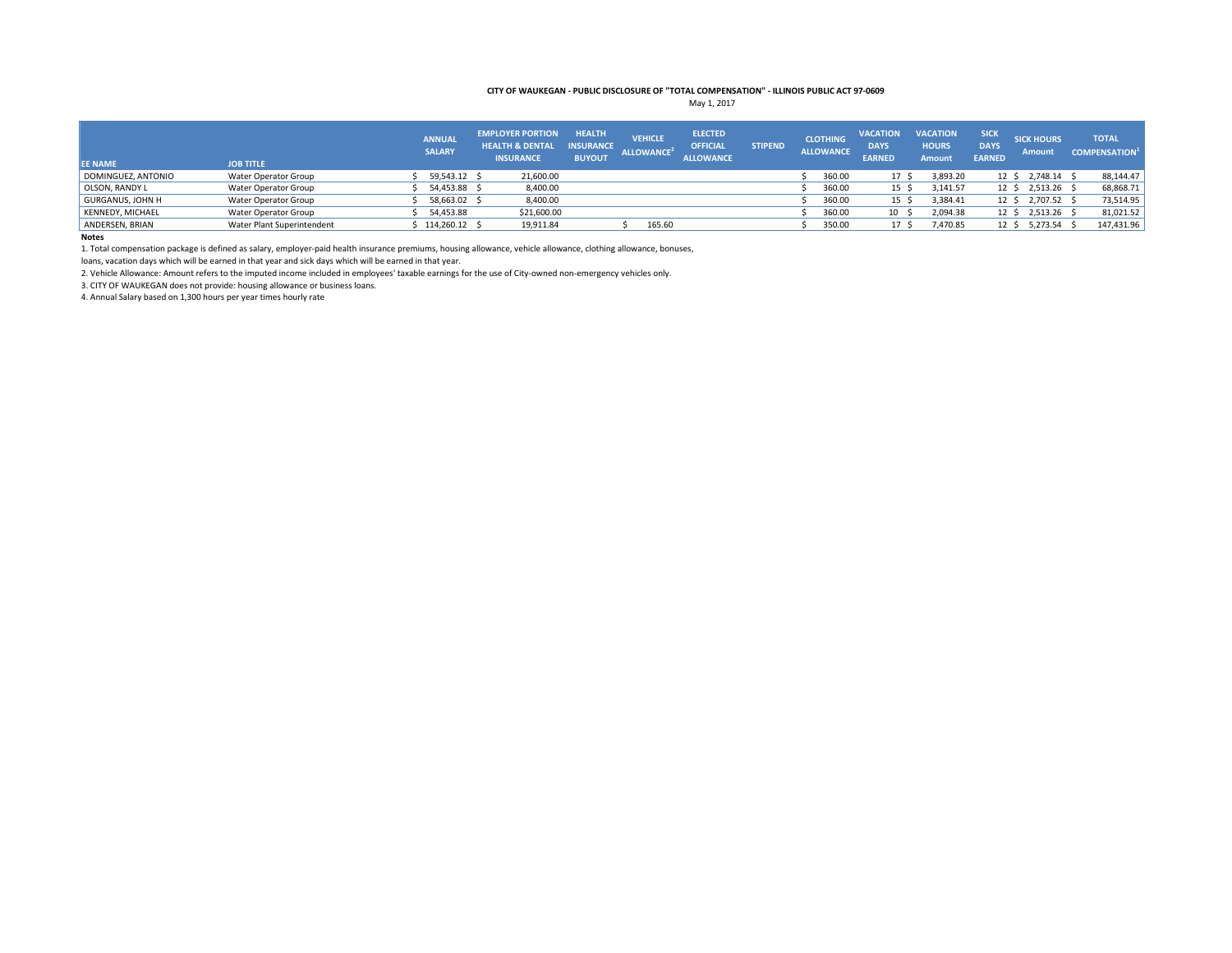**CITY OF WAUKEGAN - PUBLIC DISCLOSURE OF "TOTAL COMPENSATION" - ILLINOIS PUBLIC ACT 97-0609**

May 1, 2017

| EE NAME | JOB TITLE | ANNUAL SALARY | EMPLOYER PORTION HEALTH & DENTAL INSURANCE | HEALTH INSURANCE BUYOUT | VEHICLE ALLOWANCE[2] | ELECTED OFFICIAL ALLOWANCE | STIPEND | CLOTHING ALLOWANCE | VACATION DAYS EARNED | VACATION HOURS Amount | SICK DAYS EARNED | SICK HOURS Amount | TOTAL COMPENSATION[1] |
|---|---|---|---|---|---|---|---|---|---|---|---|---|---|
| DOMINGUEZ, ANTONIO | Water Operator Group | $ 59,543.12 | $ 21,600.00 | | | | | $ 360.00 | 17 | $ 3,893.20 | 12 | $ 2,748.14 | $ 88,144.47 |
| OLSON, RANDY L | Water Operator Group | $ 54,453.88 | $ 8,400.00 | | | | | $ 360.00 | 15 | $ 3,141.57 | 12 | $ 2,513.26 | $ 68,868.71 |
| GURGANUS, JOHN H | Water Operator Group | $ 58,663.02 | $ 8,400.00 | | | | | $ 360.00 | 15 | $ 3,384.41 | 12 | $ 2,707.52 | $ 73,514.95 |
| KENNEDY, MICHAEL | Water Operator Group | $ 54,453.88 | $21,600.00 | | | | | $ 360.00 | 10 | $ 2,094.38 | 12 | $ 2,513.26 | $ 81,021.52 |
| ANDERSEN, BRIAN | Water Plant Superintendent | $ 114,260.12 | $ 19,911.84 | | $ 165.60 | | | $ 350.00 | 17 | $ 7,470.85 | 12 | $ 5,273.54 | $ 147,431.96 |

**Notes**

1. Total compensation package is defined as salary, employer-paid health insurance premiums, housing allowance, vehicle allowance, clothing allowance, bonuses, loans, vacation days which will be earned in that year and sick days which will be earned in that year.
2. Vehicle Allowance: Amount refers to the imputed income included in employees' taxable earnings for the use of City-owned non-emergency vehicles only.
3. CITY OF WAUKEGAN does not provide: housing allowance or business loans.
4. Annual Salary based on 1,300 hours per year times hourly rate